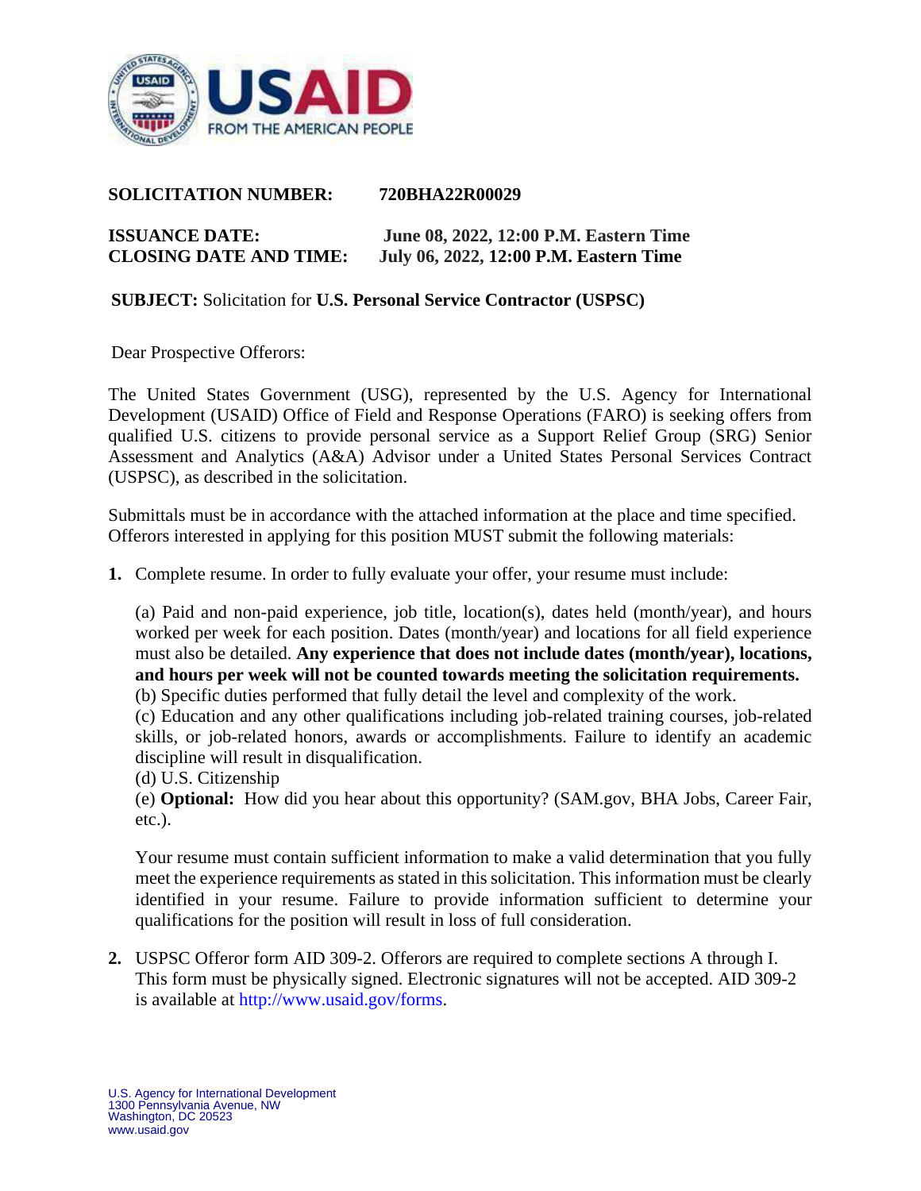**SOLICITATION NUMBER:** **720BHA22R00029**

**ISSUANCE DATE:** **June 08, 2022, 12:00 P.M. Eastern Time**
**CLOSING DATE AND TIME:** **July 06, 2022, 12:00 P.M. Eastern Time**

**SUBJECT:** Solicitation for **U.S. Personal Service Contractor (USPSC)**

Dear Prospective Offerors:

The United States Government (USG), represented by the U.S. Agency for International Development (USAID) Office of Field and Response Operations (FARO) is seeking offers from qualified U.S. citizens to provide personal service as a Support Relief Group (SRG) Senior Assessment and Analytics (A&A) Advisor under a United States Personal Services Contract (USPSC), as described in the solicitation.

Submittals must be in accordance with the attached information at the place and time specified. Offerors interested in applying for this position MUST submit the following materials:

**1.** Complete resume. In order to fully evaluate your offer, your resume must include:

(a) Paid and non-paid experience, job title, location(s), dates held (month/year), and hours worked per week for each position. Dates (month/year) and locations for all field experience must also be detailed. **Any experience that does not include dates (month/year), locations, and hours per week will not be counted towards meeting the solicitation requirements.**
(b) Specific duties performed that fully detail the level and complexity of the work.
(c) Education and any other qualifications including job-related training courses, job-related skills, or job-related honors, awards or accomplishments. Failure to identify an academic discipline will result in disqualification.
(d) U.S. Citizenship
(e) **Optional:** How did you hear about this opportunity? (SAM.gov, BHA Jobs, Career Fair, etc.).

Your resume must contain sufficient information to make a valid determination that you fully meet the experience requirements as stated in this solicitation. This information must be clearly identified in your resume. Failure to provide information sufficient to determine your qualifications for the position will result in loss of full consideration.

**2.** USPSC Offeror form AID 309-2. Offerors are required to complete sections A through I. This form must be physically signed. Electronic signatures will not be accepted. AID 309-2 is available at http://www.usaid.gov/forms.

U.S. Agency for International Development
1300 Pennsylvania Avenue, NW
Washington, DC 20523
www.usaid.gov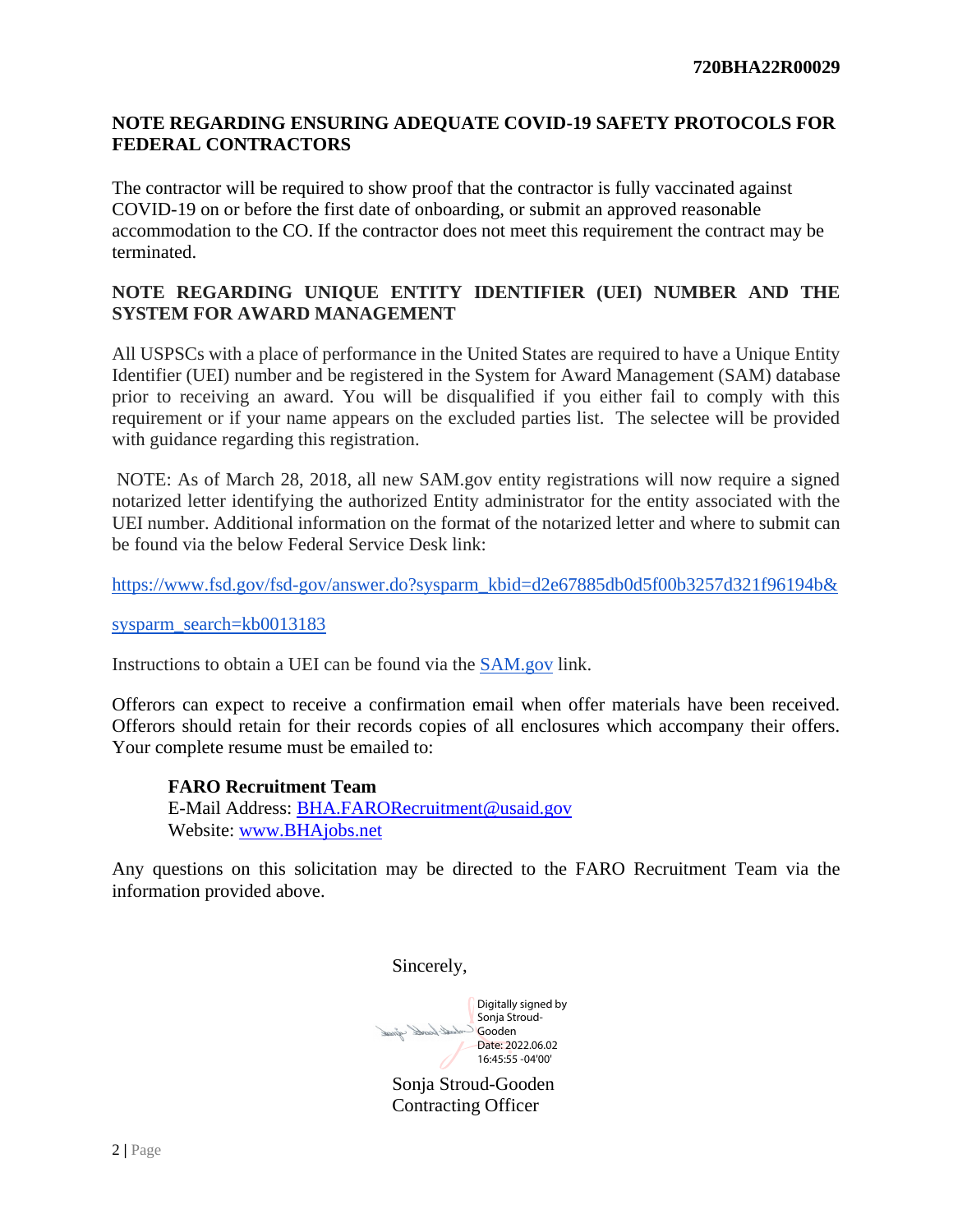**720BHA22R00029**

**NOTE REGARDING ENSURING ADEQUATE COVID-19 SAFETY PROTOCOLS FOR FEDERAL CONTRACTORS**

The contractor will be required to show proof that the contractor is fully vaccinated against COVID-19 on or before the first date of onboarding, or submit an approved reasonable accommodation to the CO. If the contractor does not meet this requirement the contract may be terminated.

**NOTE REGARDING UNIQUE ENTITY IDENTIFIER (UEI) NUMBER AND THE SYSTEM FOR AWARD MANAGEMENT**

All USPSCs with a place of performance in the United States are required to have a Unique Entity Identifier (UEI) number and be registered in the System for Award Management (SAM) database prior to receiving an award. You will be disqualified if you either fail to comply with this requirement or if your name appears on the excluded parties list. The selectee will be provided with guidance regarding this registration.

NOTE: As of March 28, 2018, all new SAM.gov entity registrations will now require a signed notarized letter identifying the authorized Entity administrator for the entity associated with the UEI number. Additional information on the format of the notarized letter and where to submit can be found via the below Federal Service Desk link:

https://www.fsd.gov/fsd-gov/answer.do?sysparm_kbid=d2e67885db0d5f00b3257d321f96194b&sysparm_search=kb0013183

Instructions to obtain a UEI can be found via the SAM.gov link.

Offerors can expect to receive a confirmation email when offer materials have been received. Offerors should retain for their records copies of all enclosures which accompany their offers. Your complete resume must be emailed to:

**FARO Recruitment Team**
E-Mail Address: BHA.FARORecruitment@usaid.gov
Website: www.BHAjobs.net

Any questions on this solicitation may be directed to the FARO Recruitment Team via the information provided above.

Sincerely,

Digitally signed by Sonja Stroud-Gooden
Date: 2022.06.02 16:45:55 -04'00'

Sonja Stroud-Gooden
Contracting Officer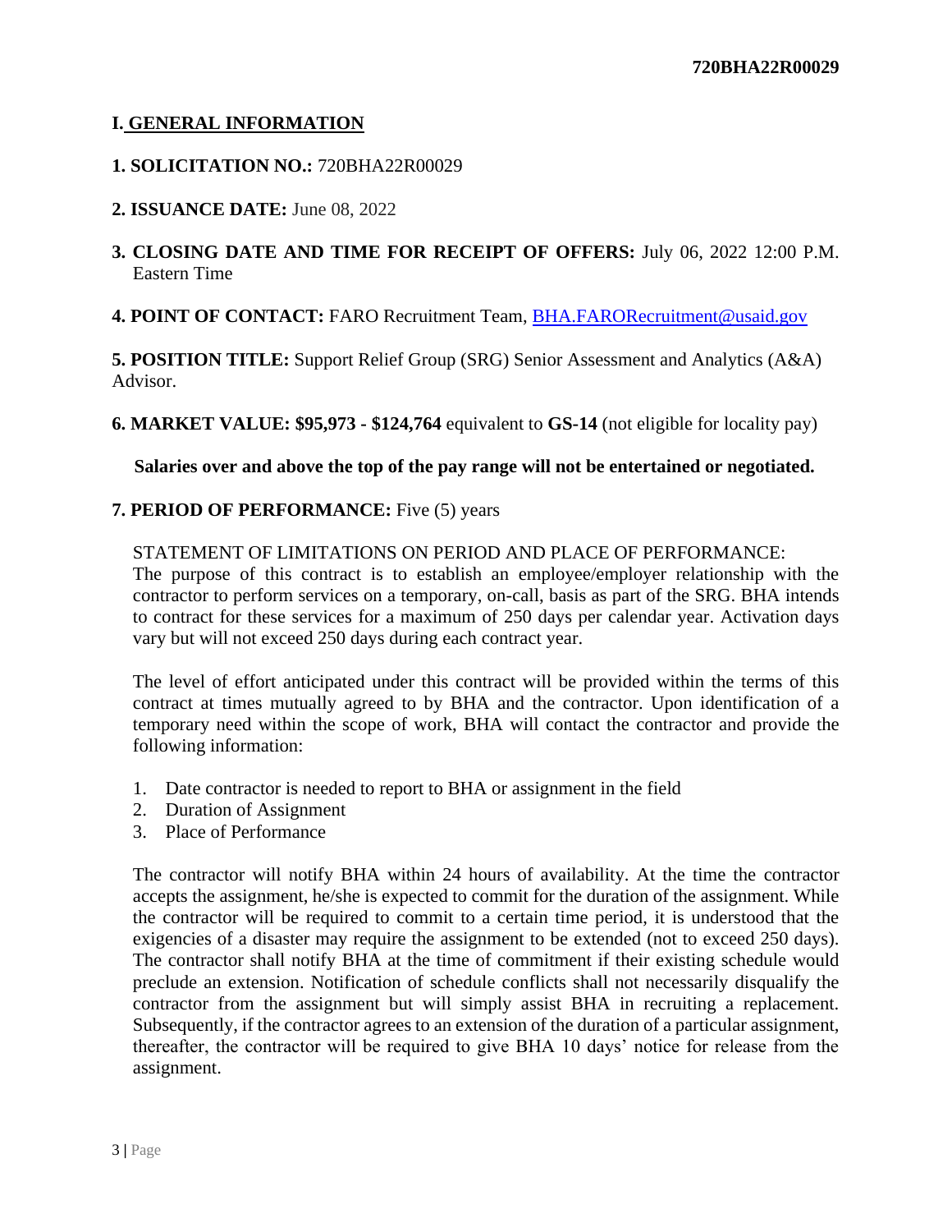## I. GENERAL INFORMATION

**1. SOLICITATION NO.:** 720BHA22R00029

**2. ISSUANCE DATE:** June 08, 2022

**3. CLOSING DATE AND TIME FOR RECEIPT OF OFFERS:** July 06, 2022 12:00 P.M. Eastern Time

**4. POINT OF CONTACT:** FARO Recruitment Team, BHA.FARORecruitment@usaid.gov

**5. POSITION TITLE:** Support Relief Group (SRG) Senior Assessment and Analytics (A&A) Advisor.

**6. MARKET VALUE: $95,973 - $124,764** equivalent to **GS-14** (not eligible for locality pay)

**Salaries over and above the top of the pay range will not be entertained or negotiated.**

**7. PERIOD OF PERFORMANCE:** Five (5) years

STATEMENT OF LIMITATIONS ON PERIOD AND PLACE OF PERFORMANCE:
The purpose of this contract is to establish an employee/employer relationship with the contractor to perform services on a temporary, on-call, basis as part of the SRG. BHA intends to contract for these services for a maximum of 250 days per calendar year. Activation days vary but will not exceed 250 days during each contract year.

The level of effort anticipated under this contract will be provided within the terms of this contract at times mutually agreed to by BHA and the contractor. Upon identification of a temporary need within the scope of work, BHA will contact the contractor and provide the following information:

1. Date contractor is needed to report to BHA or assignment in the field
2. Duration of Assignment
3. Place of Performance

The contractor will notify BHA within 24 hours of availability. At the time the contractor accepts the assignment, he/she is expected to commit for the duration of the assignment. While the contractor will be required to commit to a certain time period, it is understood that the exigencies of a disaster may require the assignment to be extended (not to exceed 250 days). The contractor shall notify BHA at the time of commitment if their existing schedule would preclude an extension. Notification of schedule conflicts shall not necessarily disqualify the contractor from the assignment but will simply assist BHA in recruiting a replacement. Subsequently, if the contractor agrees to an extension of the duration of a particular assignment, thereafter, the contractor will be required to give BHA 10 days' notice for release from the assignment.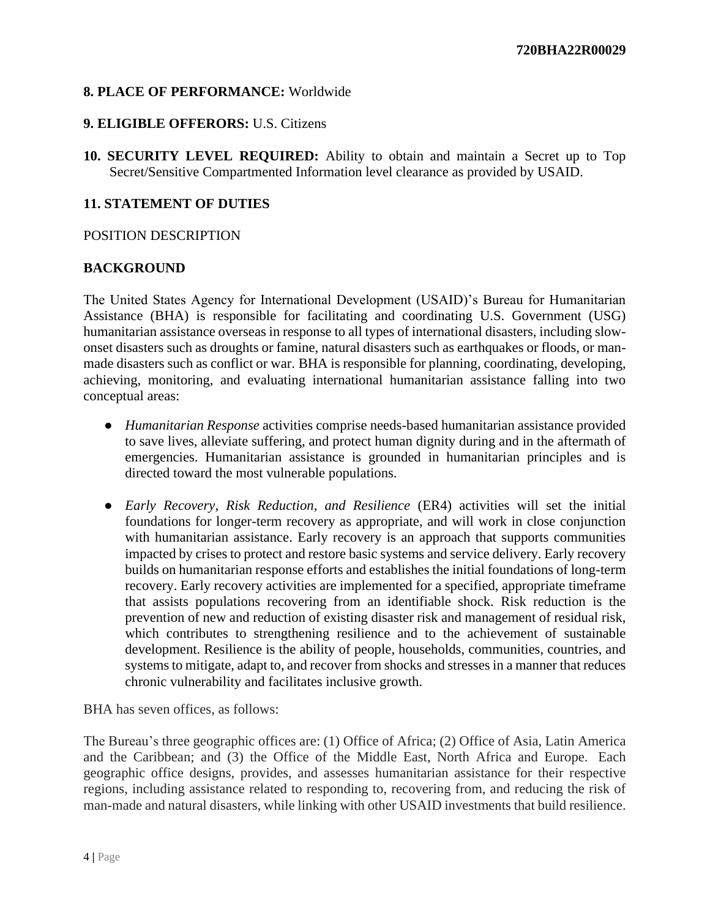**8. PLACE OF PERFORMANCE:** Worldwide

**9. ELIGIBLE OFFERORS:** U.S. Citizens

**10. SECURITY LEVEL REQUIRED:** Ability to obtain and maintain a Secret up to Top Secret/Sensitive Compartmented Information level clearance as provided by USAID.

**11. STATEMENT OF DUTIES**

POSITION DESCRIPTION

**BACKGROUND**

The United States Agency for International Development (USAID)'s Bureau for Humanitarian Assistance (BHA) is responsible for facilitating and coordinating U.S. Government (USG) humanitarian assistance overseas in response to all types of international disasters, including slow-onset disasters such as droughts or famine, natural disasters such as earthquakes or floods, or man-made disasters such as conflict or war. BHA is responsible for planning, coordinating, developing, achieving, monitoring, and evaluating international humanitarian assistance falling into two conceptual areas:

- *Humanitarian Response* activities comprise needs-based humanitarian assistance provided to save lives, alleviate suffering, and protect human dignity during and in the aftermath of emergencies. Humanitarian assistance is grounded in humanitarian principles and is directed toward the most vulnerable populations.

- *Early Recovery, Risk Reduction, and Resilience* (ER4) activities will set the initial foundations for longer-term recovery as appropriate, and will work in close conjunction with humanitarian assistance. Early recovery is an approach that supports communities impacted by crises to protect and restore basic systems and service delivery. Early recovery builds on humanitarian response efforts and establishes the initial foundations of long-term recovery. Early recovery activities are implemented for a specified, appropriate timeframe that assists populations recovering from an identifiable shock. Risk reduction is the prevention of new and reduction of existing disaster risk and management of residual risk, which contributes to strengthening resilience and to the achievement of sustainable development. Resilience is the ability of people, households, communities, countries, and systems to mitigate, adapt to, and recover from shocks and stresses in a manner that reduces chronic vulnerability and facilitates inclusive growth.

BHA has seven offices, as follows:

The Bureau's three geographic offices are: (1) Office of Africa; (2) Office of Asia, Latin America and the Caribbean; and (3) the Office of the Middle East, North Africa and Europe. Each geographic office designs, provides, and assesses humanitarian assistance for their respective regions, including assistance related to responding to, recovering from, and reducing the risk of man-made and natural disasters, while linking with other USAID investments that build resilience.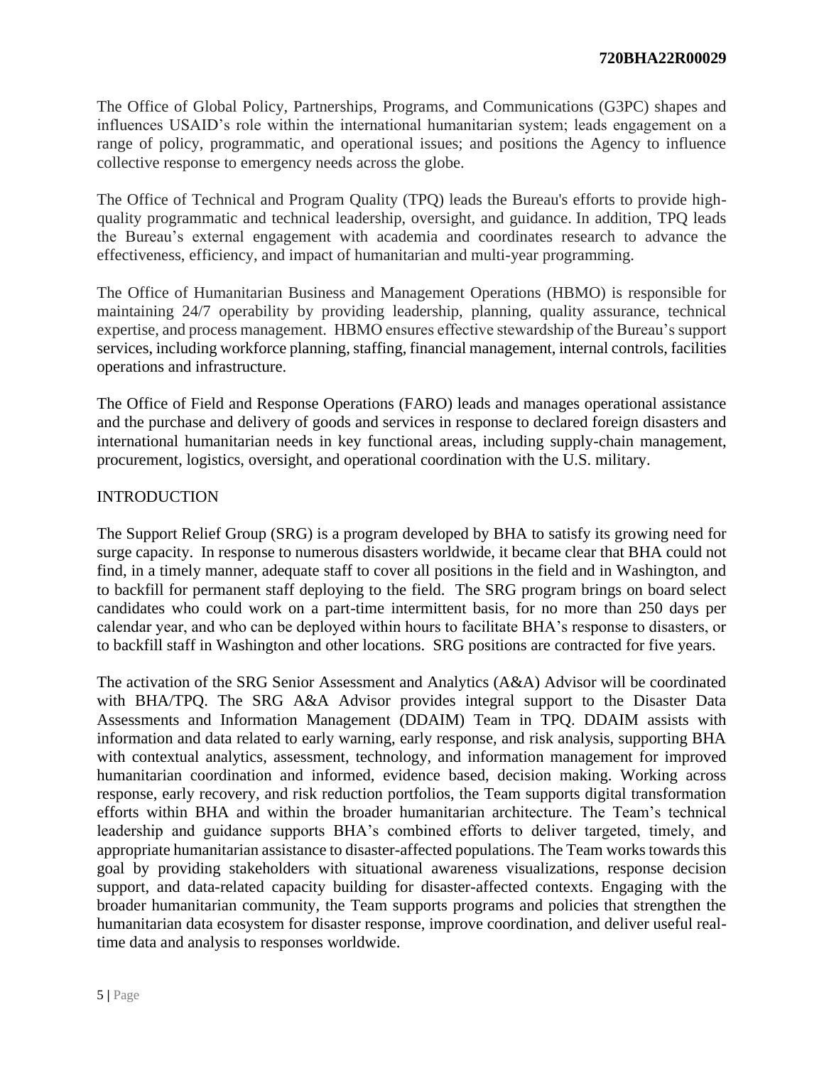The Office of Global Policy, Partnerships, Programs, and Communications (G3PC) shapes and influences USAID's role within the international humanitarian system; leads engagement on a range of policy, programmatic, and operational issues; and positions the Agency to influence collective response to emergency needs across the globe.

The Office of Technical and Program Quality (TPQ) leads the Bureau's efforts to provide high-quality programmatic and technical leadership, oversight, and guidance. In addition, TPQ leads the Bureau's external engagement with academia and coordinates research to advance the effectiveness, efficiency, and impact of humanitarian and multi-year programming.

The Office of Humanitarian Business and Management Operations (HBMO) is responsible for maintaining 24/7 operability by providing leadership, planning, quality assurance, technical expertise, and process management. HBMO ensures effective stewardship of the Bureau's support services, including workforce planning, staffing, financial management, internal controls, facilities operations and infrastructure.

The Office of Field and Response Operations (FARO) leads and manages operational assistance and the purchase and delivery of goods and services in response to declared foreign disasters and international humanitarian needs in key functional areas, including supply-chain management, procurement, logistics, oversight, and operational coordination with the U.S. military.

## INTRODUCTION

The Support Relief Group (SRG) is a program developed by BHA to satisfy its growing need for surge capacity. In response to numerous disasters worldwide, it became clear that BHA could not find, in a timely manner, adequate staff to cover all positions in the field and in Washington, and to backfill for permanent staff deploying to the field. The SRG program brings on board select candidates who could work on a part-time intermittent basis, for no more than 250 days per calendar year, and who can be deployed within hours to facilitate BHA's response to disasters, or to backfill staff in Washington and other locations. SRG positions are contracted for five years.

The activation of the SRG Senior Assessment and Analytics (A&A) Advisor will be coordinated with BHA/TPQ. The SRG A&A Advisor provides integral support to the Disaster Data Assessments and Information Management (DDAIM) Team in TPQ. DDAIM assists with information and data related to early warning, early response, and risk analysis, supporting BHA with contextual analytics, assessment, technology, and information management for improved humanitarian coordination and informed, evidence based, decision making. Working across response, early recovery, and risk reduction portfolios, the Team supports digital transformation efforts within BHA and within the broader humanitarian architecture. The Team's technical leadership and guidance supports BHA's combined efforts to deliver targeted, timely, and appropriate humanitarian assistance to disaster-affected populations. The Team works towards this goal by providing stakeholders with situational awareness visualizations, response decision support, and data-related capacity building for disaster-affected contexts. Engaging with the broader humanitarian community, the Team supports programs and policies that strengthen the humanitarian data ecosystem for disaster response, improve coordination, and deliver useful real-time data and analysis to responses worldwide.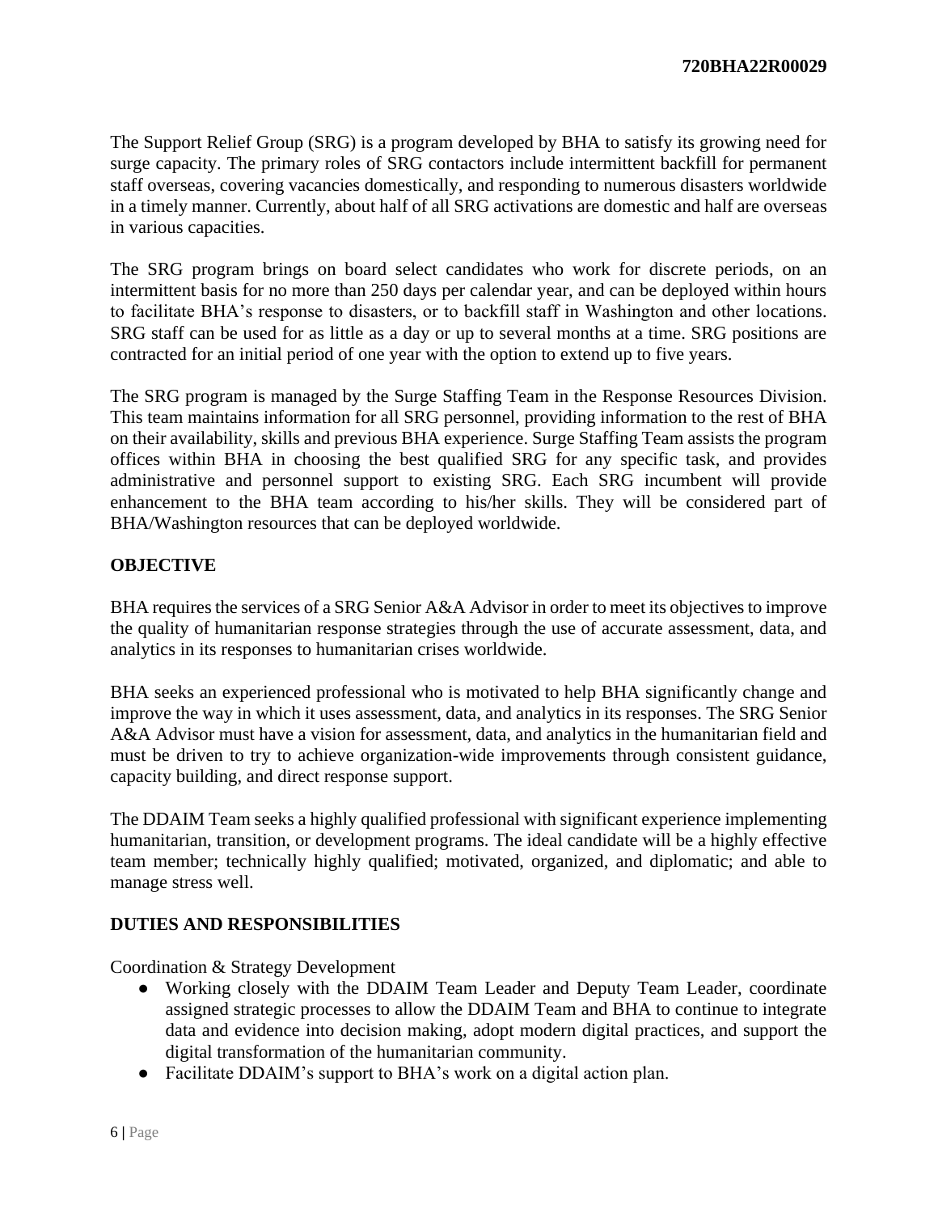The Support Relief Group (SRG) is a program developed by BHA to satisfy its growing need for surge capacity. The primary roles of SRG contactors include intermittent backfill for permanent staff overseas, covering vacancies domestically, and responding to numerous disasters worldwide in a timely manner. Currently, about half of all SRG activations are domestic and half are overseas in various capacities.

The SRG program brings on board select candidates who work for discrete periods, on an intermittent basis for no more than 250 days per calendar year, and can be deployed within hours to facilitate BHA's response to disasters, or to backfill staff in Washington and other locations. SRG staff can be used for as little as a day or up to several months at a time. SRG positions are contracted for an initial period of one year with the option to extend up to five years.

The SRG program is managed by the Surge Staffing Team in the Response Resources Division. This team maintains information for all SRG personnel, providing information to the rest of BHA on their availability, skills and previous BHA experience. Surge Staffing Team assists the program offices within BHA in choosing the best qualified SRG for any specific task, and provides administrative and personnel support to existing SRG. Each SRG incumbent will provide enhancement to the BHA team according to his/her skills. They will be considered part of BHA/Washington resources that can be deployed worldwide.

## OBJECTIVE

BHA requires the services of a SRG Senior A&A Advisor in order to meet its objectives to improve the quality of humanitarian response strategies through the use of accurate assessment, data, and analytics in its responses to humanitarian crises worldwide.

BHA seeks an experienced professional who is motivated to help BHA significantly change and improve the way in which it uses assessment, data, and analytics in its responses. The SRG Senior A&A Advisor must have a vision for assessment, data, and analytics in the humanitarian field and must be driven to try to achieve organization-wide improvements through consistent guidance, capacity building, and direct response support.

The DDAIM Team seeks a highly qualified professional with significant experience implementing humanitarian, transition, or development programs. The ideal candidate will be a highly effective team member; technically highly qualified; motivated, organized, and diplomatic; and able to manage stress well.

## DUTIES AND RESPONSIBILITIES

Coordination & Strategy Development

- Working closely with the DDAIM Team Leader and Deputy Team Leader, coordinate assigned strategic processes to allow the DDAIM Team and BHA to continue to integrate data and evidence into decision making, adopt modern digital practices, and support the digital transformation of the humanitarian community.
- Facilitate DDAIM's support to BHA's work on a digital action plan.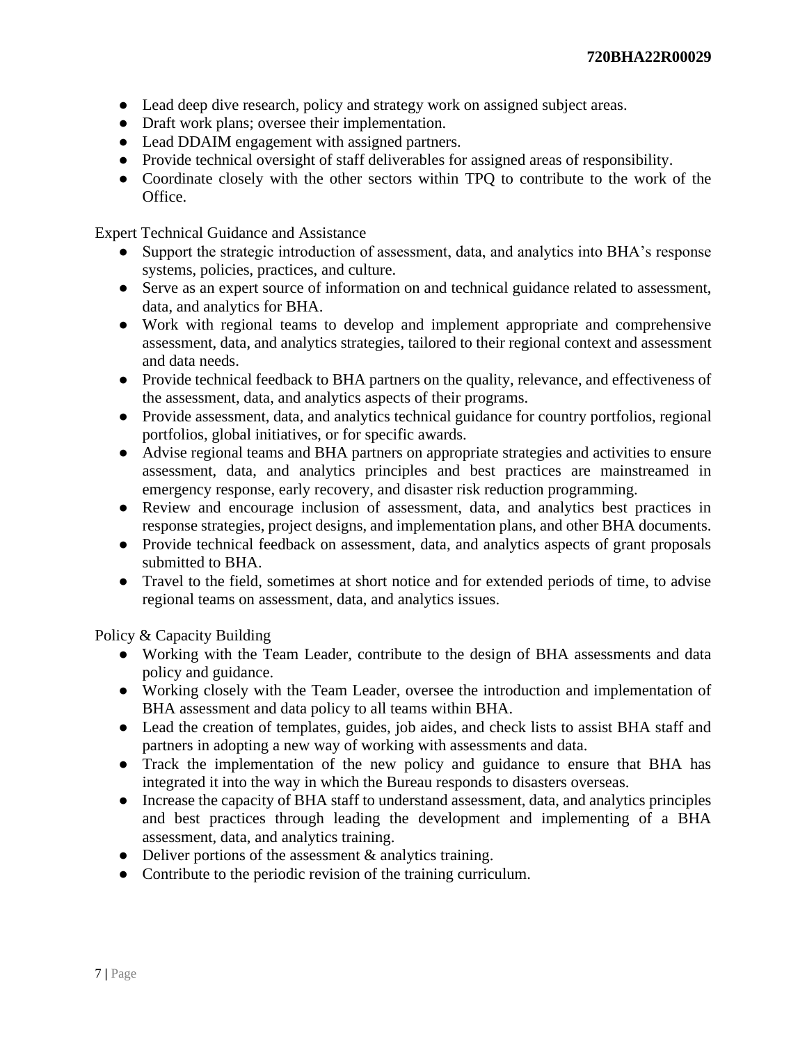- Lead deep dive research, policy and strategy work on assigned subject areas.
- Draft work plans; oversee their implementation.
- Lead DDAIM engagement with assigned partners.
- Provide technical oversight of staff deliverables for assigned areas of responsibility.
- Coordinate closely with the other sectors within TPQ to contribute to the work of the Office.

Expert Technical Guidance and Assistance

- Support the strategic introduction of assessment, data, and analytics into BHA's response systems, policies, practices, and culture.
- Serve as an expert source of information on and technical guidance related to assessment, data, and analytics for BHA.
- Work with regional teams to develop and implement appropriate and comprehensive assessment, data, and analytics strategies, tailored to their regional context and assessment and data needs.
- Provide technical feedback to BHA partners on the quality, relevance, and effectiveness of the assessment, data, and analytics aspects of their programs.
- Provide assessment, data, and analytics technical guidance for country portfolios, regional portfolios, global initiatives, or for specific awards.
- Advise regional teams and BHA partners on appropriate strategies and activities to ensure assessment, data, and analytics principles and best practices are mainstreamed in emergency response, early recovery, and disaster risk reduction programming.
- Review and encourage inclusion of assessment, data, and analytics best practices in response strategies, project designs, and implementation plans, and other BHA documents.
- Provide technical feedback on assessment, data, and analytics aspects of grant proposals submitted to BHA.
- Travel to the field, sometimes at short notice and for extended periods of time, to advise regional teams on assessment, data, and analytics issues.

Policy & Capacity Building

- Working with the Team Leader, contribute to the design of BHA assessments and data policy and guidance.
- Working closely with the Team Leader, oversee the introduction and implementation of BHA assessment and data policy to all teams within BHA.
- Lead the creation of templates, guides, job aides, and check lists to assist BHA staff and partners in adopting a new way of working with assessments and data.
- Track the implementation of the new policy and guidance to ensure that BHA has integrated it into the way in which the Bureau responds to disasters overseas.
- Increase the capacity of BHA staff to understand assessment, data, and analytics principles and best practices through leading the development and implementing of a BHA assessment, data, and analytics training.
- Deliver portions of the assessment & analytics training.
- Contribute to the periodic revision of the training curriculum.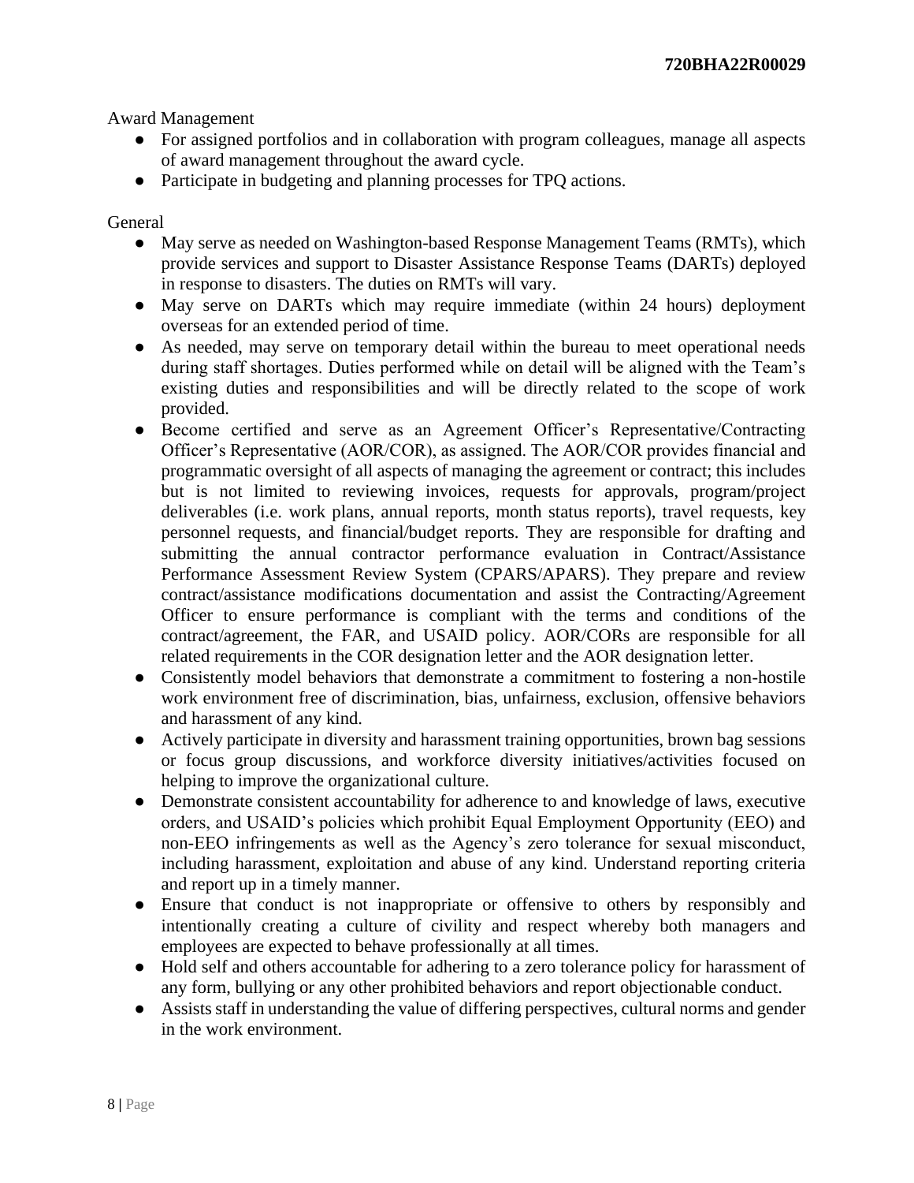Award Management

- For assigned portfolios and in collaboration with program colleagues, manage all aspects of award management throughout the award cycle.
- Participate in budgeting and planning processes for TPQ actions.

General

- May serve as needed on Washington-based Response Management Teams (RMTs), which provide services and support to Disaster Assistance Response Teams (DARTs) deployed in response to disasters. The duties on RMTs will vary.
- May serve on DARTs which may require immediate (within 24 hours) deployment overseas for an extended period of time.
- As needed, may serve on temporary detail within the bureau to meet operational needs during staff shortages. Duties performed while on detail will be aligned with the Team's existing duties and responsibilities and will be directly related to the scope of work provided.
- Become certified and serve as an Agreement Officer's Representative/Contracting Officer's Representative (AOR/COR), as assigned. The AOR/COR provides financial and programmatic oversight of all aspects of managing the agreement or contract; this includes but is not limited to reviewing invoices, requests for approvals, program/project deliverables (i.e. work plans, annual reports, month status reports), travel requests, key personnel requests, and financial/budget reports. They are responsible for drafting and submitting the annual contractor performance evaluation in Contract/Assistance Performance Assessment Review System (CPARS/APARS). They prepare and review contract/assistance modifications documentation and assist the Contracting/Agreement Officer to ensure performance is compliant with the terms and conditions of the contract/agreement, the FAR, and USAID policy. AOR/CORs are responsible for all related requirements in the COR designation letter and the AOR designation letter.
- Consistently model behaviors that demonstrate a commitment to fostering a non-hostile work environment free of discrimination, bias, unfairness, exclusion, offensive behaviors and harassment of any kind.
- Actively participate in diversity and harassment training opportunities, brown bag sessions or focus group discussions, and workforce diversity initiatives/activities focused on helping to improve the organizational culture.
- Demonstrate consistent accountability for adherence to and knowledge of laws, executive orders, and USAID's policies which prohibit Equal Employment Opportunity (EEO) and non-EEO infringements as well as the Agency's zero tolerance for sexual misconduct, including harassment, exploitation and abuse of any kind. Understand reporting criteria and report up in a timely manner.
- Ensure that conduct is not inappropriate or offensive to others by responsibly and intentionally creating a culture of civility and respect whereby both managers and employees are expected to behave professionally at all times.
- Hold self and others accountable for adhering to a zero tolerance policy for harassment of any form, bullying or any other prohibited behaviors and report objectionable conduct.
- Assists staff in understanding the value of differing perspectives, cultural norms and gender in the work environment.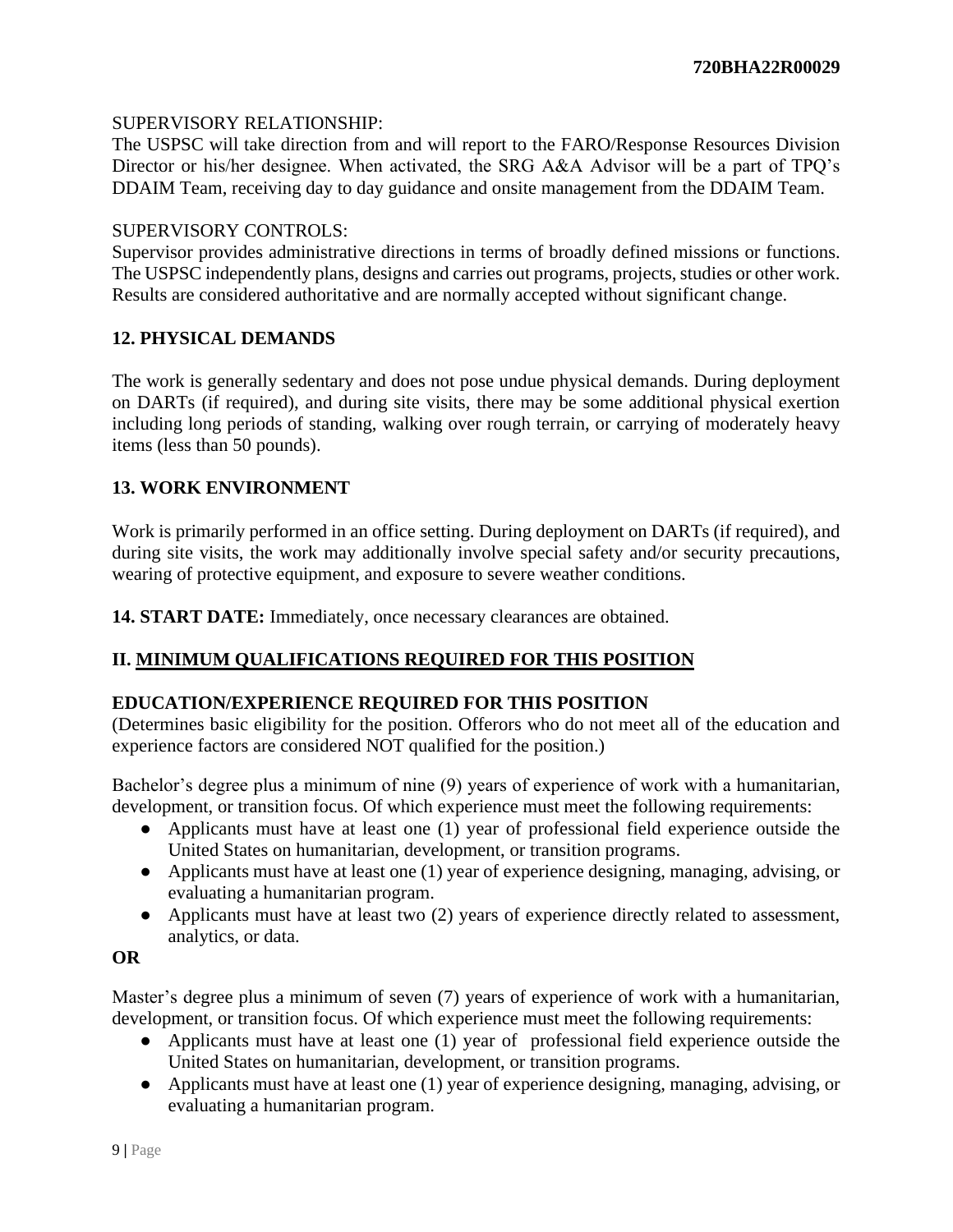SUPERVISORY RELATIONSHIP:
The USPSC will take direction from and will report to the FARO/Response Resources Division Director or his/her designee. When activated, the SRG A&A Advisor will be a part of TPQ's DDAIM Team, receiving day to day guidance and onsite management from the DDAIM Team.

SUPERVISORY CONTROLS:
Supervisor provides administrative directions in terms of broadly defined missions or functions. The USPSC independently plans, designs and carries out programs, projects, studies or other work. Results are considered authoritative and are normally accepted without significant change.

**12. PHYSICAL DEMANDS**

The work is generally sedentary and does not pose undue physical demands. During deployment on DARTs (if required), and during site visits, there may be some additional physical exertion including long periods of standing, walking over rough terrain, or carrying of moderately heavy items (less than 50 pounds).

**13. WORK ENVIRONMENT**

Work is primarily performed in an office setting. During deployment on DARTs (if required), and during site visits, the work may additionally involve special safety and/or security precautions, wearing of protective equipment, and exposure to severe weather conditions.

**14. START DATE:** Immediately, once necessary clearances are obtained.

## II. MINIMUM QUALIFICATIONS REQUIRED FOR THIS POSITION

**EDUCATION/EXPERIENCE REQUIRED FOR THIS POSITION**
(Determines basic eligibility for the position. Offerors who do not meet all of the education and experience factors are considered NOT qualified for the position.)

Bachelor's degree plus a minimum of nine (9) years of experience of work with a humanitarian, development, or transition focus. Of which experience must meet the following requirements:

- Applicants must have at least one (1) year of professional field experience outside the United States on humanitarian, development, or transition programs.
- Applicants must have at least one (1) year of experience designing, managing, advising, or evaluating a humanitarian program.
- Applicants must have at least two (2) years of experience directly related to assessment, analytics, or data.

**OR**

Master's degree plus a minimum of seven (7) years of experience of work with a humanitarian, development, or transition focus. Of which experience must meet the following requirements:

- Applicants must have at least one (1) year of professional field experience outside the United States on humanitarian, development, or transition programs.
- Applicants must have at least one (1) year of experience designing, managing, advising, or evaluating a humanitarian program.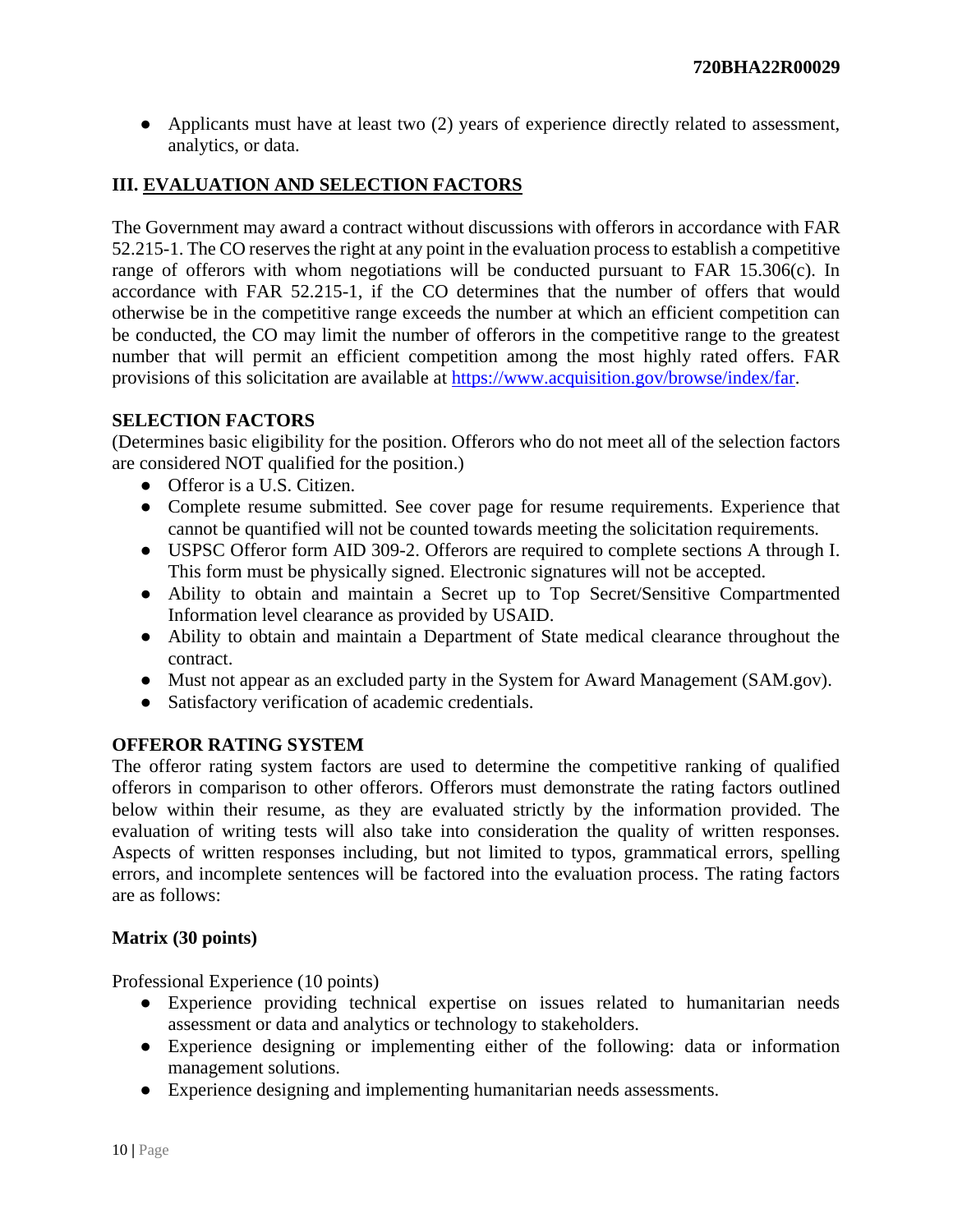- Applicants must have at least two (2) years of experience directly related to assessment, analytics, or data.

## III. EVALUATION AND SELECTION FACTORS

The Government may award a contract without discussions with offerors in accordance with FAR 52.215-1. The CO reserves the right at any point in the evaluation process to establish a competitive range of offerors with whom negotiations will be conducted pursuant to FAR 15.306(c). In accordance with FAR 52.215-1, if the CO determines that the number of offers that would otherwise be in the competitive range exceeds the number at which an efficient competition can be conducted, the CO may limit the number of offerors in the competitive range to the greatest number that will permit an efficient competition among the most highly rated offers. FAR provisions of this solicitation are available at https://www.acquisition.gov/browse/index/far.

### SELECTION FACTORS

(Determines basic eligibility for the position. Offerors who do not meet all of the selection factors are considered NOT qualified for the position.)

- Offeror is a U.S. Citizen.
- Complete resume submitted. See cover page for resume requirements. Experience that cannot be quantified will not be counted towards meeting the solicitation requirements.
- USPSC Offeror form AID 309-2. Offerors are required to complete sections A through I. This form must be physically signed. Electronic signatures will not be accepted.
- Ability to obtain and maintain a Secret up to Top Secret/Sensitive Compartmented Information level clearance as provided by USAID.
- Ability to obtain and maintain a Department of State medical clearance throughout the contract.
- Must not appear as an excluded party in the System for Award Management (SAM.gov).
- Satisfactory verification of academic credentials.

### OFFEROR RATING SYSTEM

The offeror rating system factors are used to determine the competitive ranking of qualified offerors in comparison to other offerors. Offerors must demonstrate the rating factors outlined below within their resume, as they are evaluated strictly by the information provided. The evaluation of writing tests will also take into consideration the quality of written responses. Aspects of written responses including, but not limited to typos, grammatical errors, spelling errors, and incomplete sentences will be factored into the evaluation process. The rating factors are as follows:

**Matrix (30 points)**

Professional Experience (10 points)

- Experience providing technical expertise on issues related to humanitarian needs assessment or data and analytics or technology to stakeholders.
- Experience designing or implementing either of the following: data or information management solutions.
- Experience designing and implementing humanitarian needs assessments.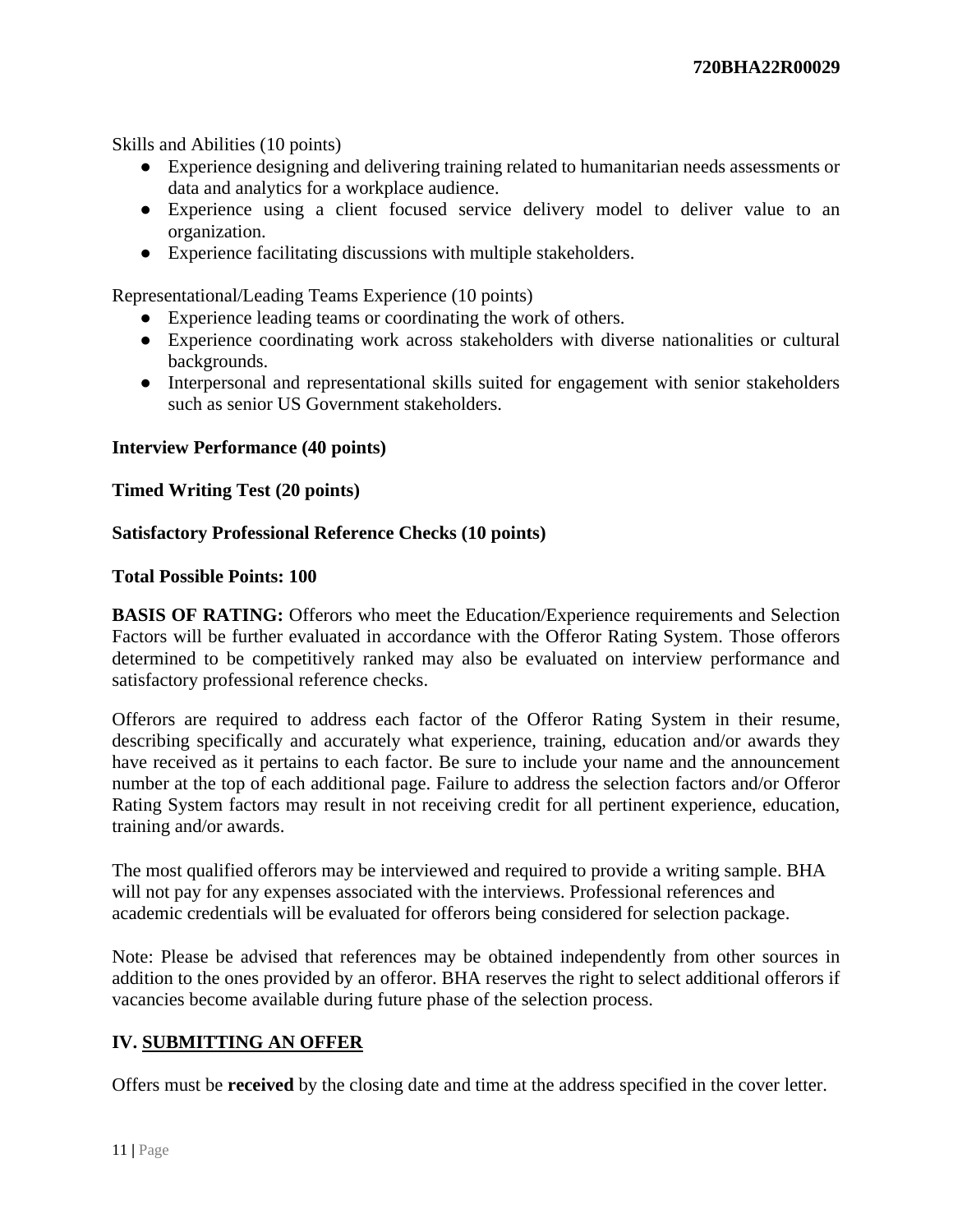Skills and Abilities (10 points)

- Experience designing and delivering training related to humanitarian needs assessments or data and analytics for a workplace audience.
- Experience using a client focused service delivery model to deliver value to an organization.
- Experience facilitating discussions with multiple stakeholders.

Representational/Leading Teams Experience (10 points)

- Experience leading teams or coordinating the work of others.
- Experience coordinating work across stakeholders with diverse nationalities or cultural backgrounds.
- Interpersonal and representational skills suited for engagement with senior stakeholders such as senior US Government stakeholders.

**Interview Performance (40 points)**

**Timed Writing Test (20 points)**

**Satisfactory Professional Reference Checks (10 points)**

**Total Possible Points: 100**

**BASIS OF RATING:** Offerors who meet the Education/Experience requirements and Selection Factors will be further evaluated in accordance with the Offeror Rating System. Those offerors determined to be competitively ranked may also be evaluated on interview performance and satisfactory professional reference checks.

Offerors are required to address each factor of the Offeror Rating System in their resume, describing specifically and accurately what experience, training, education and/or awards they have received as it pertains to each factor. Be sure to include your name and the announcement number at the top of each additional page. Failure to address the selection factors and/or Offeror Rating System factors may result in not receiving credit for all pertinent experience, education, training and/or awards.

The most qualified offerors may be interviewed and required to provide a writing sample. BHA will not pay for any expenses associated with the interviews. Professional references and academic credentials will be evaluated for offerors being considered for selection package.

Note: Please be advised that references may be obtained independently from other sources in addition to the ones provided by an offeror. BHA reserves the right to select additional offerors if vacancies become available during future phase of the selection process.

## IV. SUBMITTING AN OFFER

Offers must be **received** by the closing date and time at the address specified in the cover letter.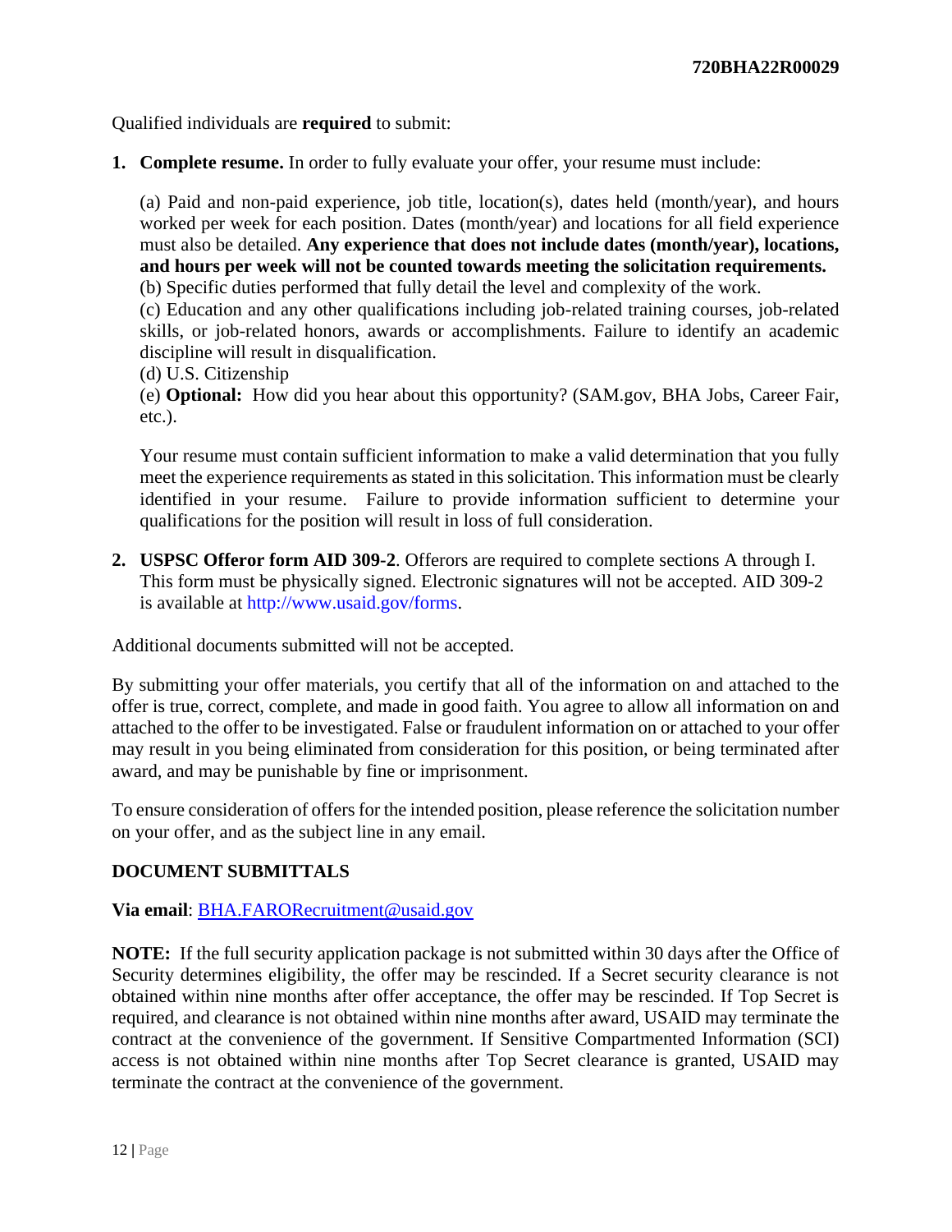Qualified individuals are **required** to submit:

1. **Complete resume.** In order to fully evaluate your offer, your resume must include:

   (a) Paid and non-paid experience, job title, location(s), dates held (month/year), and hours worked per week for each position. Dates (month/year) and locations for all field experience must also be detailed. **Any experience that does not include dates (month/year), locations, and hours per week will not be counted towards meeting the solicitation requirements.**
   (b) Specific duties performed that fully detail the level and complexity of the work.
   (c) Education and any other qualifications including job-related training courses, job-related skills, or job-related honors, awards or accomplishments. Failure to identify an academic discipline will result in disqualification.
   (d) U.S. Citizenship
   (e) **Optional:** How did you hear about this opportunity? (SAM.gov, BHA Jobs, Career Fair, etc.).

   Your resume must contain sufficient information to make a valid determination that you fully meet the experience requirements as stated in this solicitation. This information must be clearly identified in your resume. Failure to provide information sufficient to determine your qualifications for the position will result in loss of full consideration.

2. **USPSC Offeror form AID 309-2**. Offerors are required to complete sections A through I. This form must be physically signed. Electronic signatures will not be accepted. AID 309-2 is available at http://www.usaid.gov/forms.

Additional documents submitted will not be accepted.

By submitting your offer materials, you certify that all of the information on and attached to the offer is true, correct, complete, and made in good faith. You agree to allow all information on and attached to the offer to be investigated. False or fraudulent information on or attached to your offer may result in you being eliminated from consideration for this position, or being terminated after award, and may be punishable by fine or imprisonment.

To ensure consideration of offers for the intended position, please reference the solicitation number on your offer, and as the subject line in any email.

**DOCUMENT SUBMITTALS**

**Via email**: BHA.FARORecruitment@usaid.gov

**NOTE:** If the full security application package is not submitted within 30 days after the Office of Security determines eligibility, the offer may be rescinded. If a Secret security clearance is not obtained within nine months after offer acceptance, the offer may be rescinded. If Top Secret is required, and clearance is not obtained within nine months after award, USAID may terminate the contract at the convenience of the government. If Sensitive Compartmented Information (SCI) access is not obtained within nine months after Top Secret clearance is granted, USAID may terminate the contract at the convenience of the government.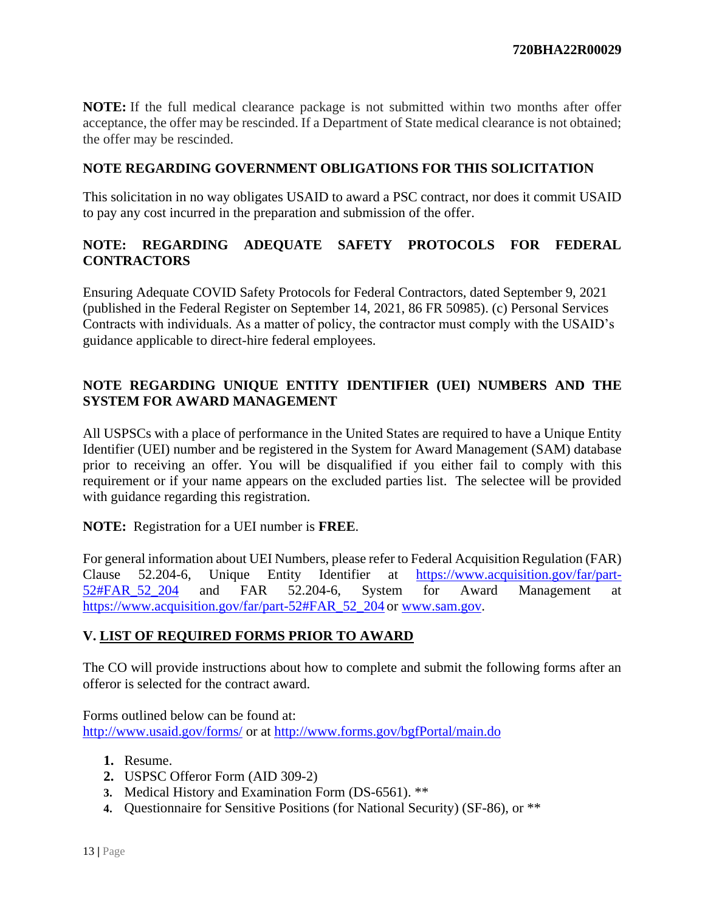**NOTE:** If the full medical clearance package is not submitted within two months after offer acceptance, the offer may be rescinded. If a Department of State medical clearance is not obtained; the offer may be rescinded.

**NOTE REGARDING GOVERNMENT OBLIGATIONS FOR THIS SOLICITATION**

This solicitation in no way obligates USAID to award a PSC contract, nor does it commit USAID to pay any cost incurred in the preparation and submission of the offer.

**NOTE: REGARDING ADEQUATE SAFETY PROTOCOLS FOR FEDERAL CONTRACTORS**

Ensuring Adequate COVID Safety Protocols for Federal Contractors, dated September 9, 2021 (published in the Federal Register on September 14, 2021, 86 FR 50985). (c) Personal Services Contracts with individuals. As a matter of policy, the contractor must comply with the USAID's guidance applicable to direct-hire federal employees.

**NOTE REGARDING UNIQUE ENTITY IDENTIFIER (UEI) NUMBERS AND THE SYSTEM FOR AWARD MANAGEMENT**

All USPSCs with a place of performance in the United States are required to have a Unique Entity Identifier (UEI) number and be registered in the System for Award Management (SAM) database prior to receiving an offer. You will be disqualified if you either fail to comply with this requirement or if your name appears on the excluded parties list. The selectee will be provided with guidance regarding this registration.

**NOTE:** Registration for a UEI number is **FREE**.

For general information about UEI Numbers, please refer to Federal Acquisition Regulation (FAR) Clause 52.204-6, Unique Entity Identifier at https://www.acquisition.gov/far/part-52#FAR_52_204 and FAR 52.204-6, System for Award Management at https://www.acquisition.gov/far/part-52#FAR_52_204 or www.sam.gov.

## V. LIST OF REQUIRED FORMS PRIOR TO AWARD

The CO will provide instructions about how to complete and submit the following forms after an offeror is selected for the contract award.

Forms outlined below can be found at:
http://www.usaid.gov/forms/ or at http://www.forms.gov/bgfPortal/main.do

1. Resume.
2. USPSC Offeror Form (AID 309-2)
3. Medical History and Examination Form (DS-6561). **
4. Questionnaire for Sensitive Positions (for National Security) (SF-86), or **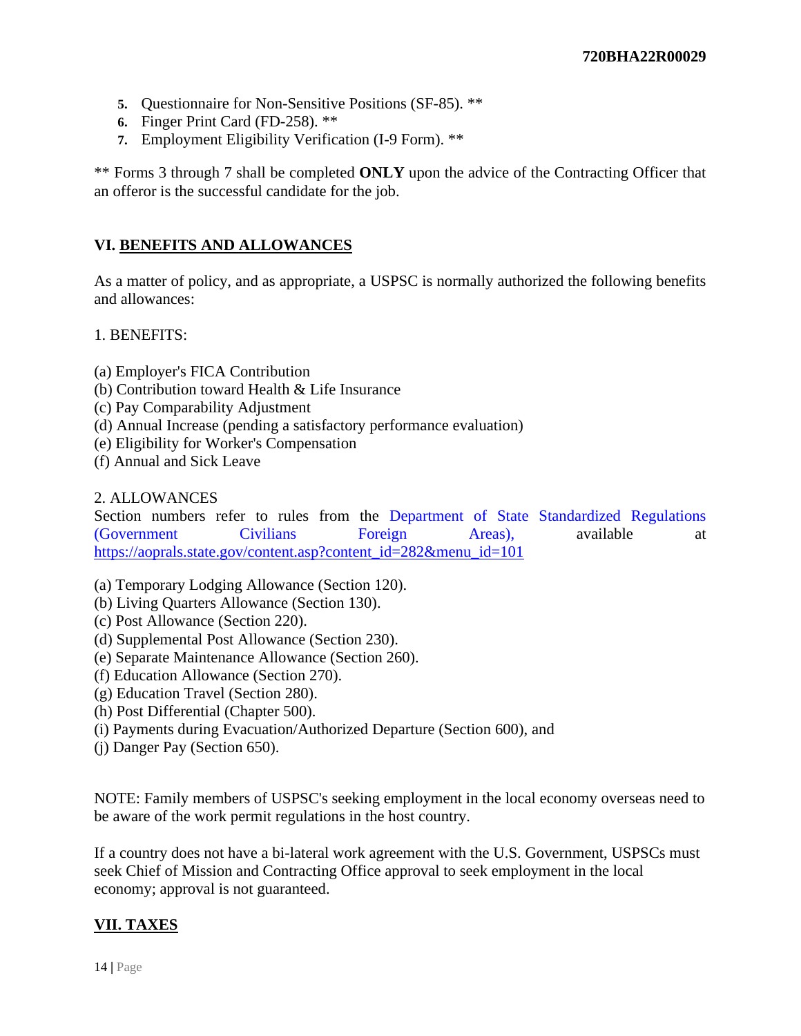5. Questionnaire for Non-Sensitive Positions (SF-85). **
6. Finger Print Card (FD-258). **
7. Employment Eligibility Verification (I-9 Form). **

** Forms 3 through 7 shall be completed **ONLY** upon the advice of the Contracting Officer that an offeror is the successful candidate for the job.

## VI. BENEFITS AND ALLOWANCES

As a matter of policy, and as appropriate, a USPSC is normally authorized the following benefits and allowances:

1. BENEFITS:

(a) Employer's FICA Contribution
(b) Contribution toward Health & Life Insurance
(c) Pay Comparability Adjustment
(d) Annual Increase (pending a satisfactory performance evaluation)
(e) Eligibility for Worker's Compensation
(f) Annual and Sick Leave

2. ALLOWANCES
Section numbers refer to rules from the Department of State Standardized Regulations (Government Civilians Foreign Areas), available at https://aoprals.state.gov/content.asp?content_id=282&menu_id=101

(a) Temporary Lodging Allowance (Section 120).
(b) Living Quarters Allowance (Section 130).
(c) Post Allowance (Section 220).
(d) Supplemental Post Allowance (Section 230).
(e) Separate Maintenance Allowance (Section 260).
(f) Education Allowance (Section 270).
(g) Education Travel (Section 280).
(h) Post Differential (Chapter 500).
(i) Payments during Evacuation/Authorized Departure (Section 600), and
(j) Danger Pay (Section 650).

NOTE: Family members of USPSC's seeking employment in the local economy overseas need to be aware of the work permit regulations in the host country.

If a country does not have a bi-lateral work agreement with the U.S. Government, USPSCs must seek Chief of Mission and Contracting Office approval to seek employment in the local economy; approval is not guaranteed.

## VII. TAXES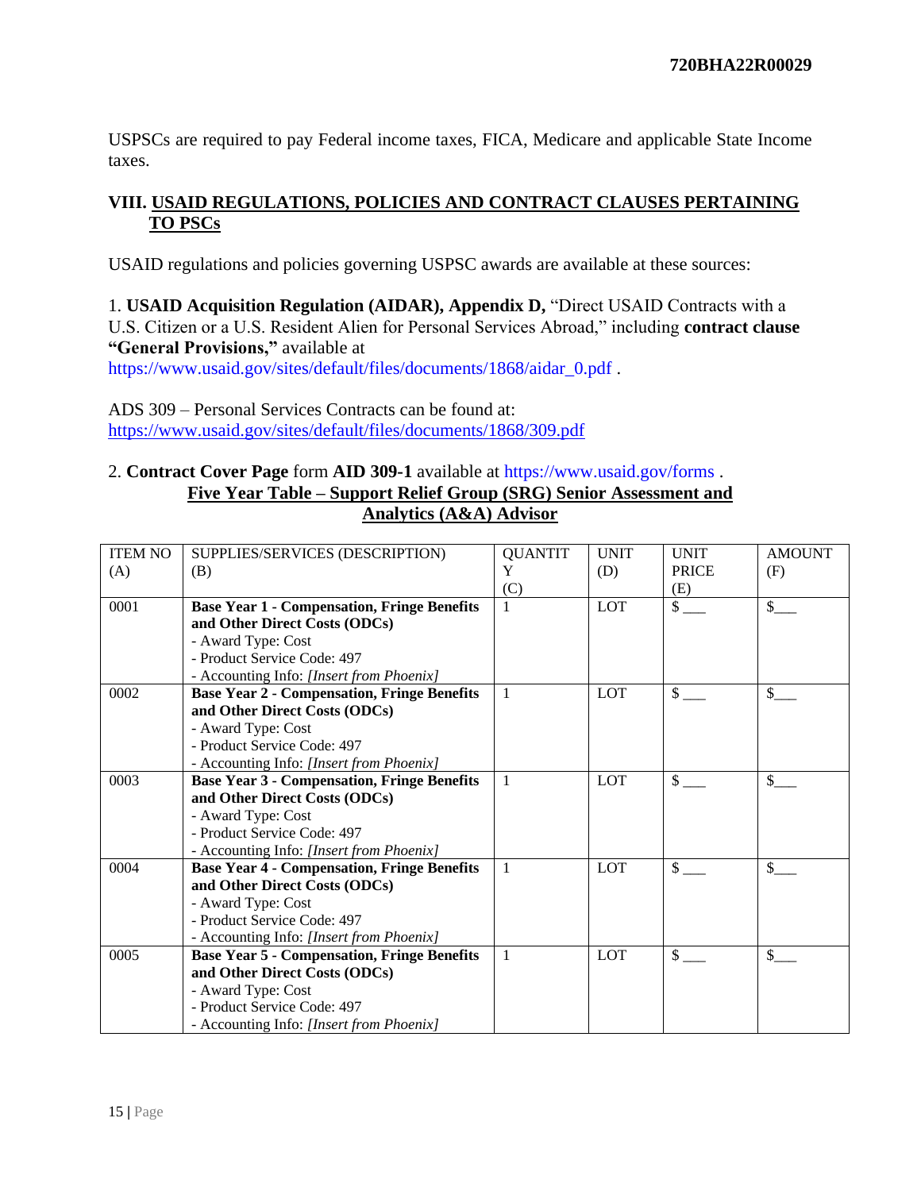USPSCs are required to pay Federal income taxes, FICA, Medicare and applicable State Income taxes.

## VIII. USAID REGULATIONS, POLICIES AND CONTRACT CLAUSES PERTAINING TO PSCs

USAID regulations and policies governing USPSC awards are available at these sources:

1. **USAID Acquisition Regulation (AIDAR), Appendix D,** "Direct USAID Contracts with a U.S. Citizen or a U.S. Resident Alien for Personal Services Abroad," including **contract clause "General Provisions,"** available at https://www.usaid.gov/sites/default/files/documents/1868/aidar_0.pdf .

ADS 309 – Personal Services Contracts can be found at: https://www.usaid.gov/sites/default/files/documents/1868/309.pdf

2. **Contract Cover Page** form **AID 309-1** available at https://www.usaid.gov/forms .

**Five Year Table – Support Relief Group (SRG) Senior Assessment and Analytics (A&A) Advisor**

| ITEM NO (A) | SUPPLIES/SERVICES (DESCRIPTION) (B) | QUANTITY (C) | UNIT (D) | UNIT PRICE (E) | AMOUNT (F) |
|---|---|---|---|---|---|
| 0001 | **Base Year 1 - Compensation, Fringe Benefits and Other Direct Costs (ODCs)**<br>- Award Type: Cost<br>- Product Service Code: 497<br>- Accounting Info: *[Insert from Phoenix]* | 1 | LOT | $ ___ | $___ |
| 0002 | **Base Year 2 - Compensation, Fringe Benefits and Other Direct Costs (ODCs)**<br>- Award Type: Cost<br>- Product Service Code: 497<br>- Accounting Info: *[Insert from Phoenix]* | 1 | LOT | $ ___ | $___ |
| 0003 | **Base Year 3 - Compensation, Fringe Benefits and Other Direct Costs (ODCs)**<br>- Award Type: Cost<br>- Product Service Code: 497<br>- Accounting Info: *[Insert from Phoenix]* | 1 | LOT | $ ___ | $___ |
| 0004 | **Base Year 4 - Compensation, Fringe Benefits and Other Direct Costs (ODCs)**<br>- Award Type: Cost<br>- Product Service Code: 497<br>- Accounting Info: *[Insert from Phoenix]* | 1 | LOT | $ ___ | $___ |
| 0005 | **Base Year 5 - Compensation, Fringe Benefits and Other Direct Costs (ODCs)**<br>- Award Type: Cost<br>- Product Service Code: 497<br>- Accounting Info: *[Insert from Phoenix]* | 1 | LOT | $ ___ | $___ |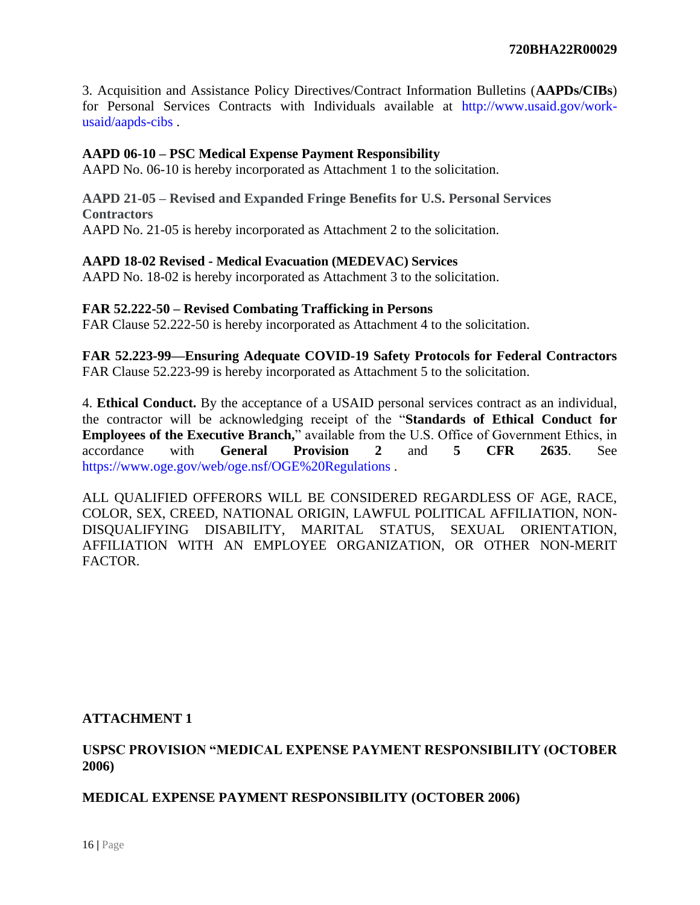3. Acquisition and Assistance Policy Directives/Contract Information Bulletins (**AAPDs/CIBs**) for Personal Services Contracts with Individuals available at http://www.usaid.gov/work-usaid/aapds-cibs .

**AAPD 06-10 – PSC Medical Expense Payment Responsibility**
AAPD No. 06-10 is hereby incorporated as Attachment 1 to the solicitation.

**AAPD 21-05 – Revised and Expanded Fringe Benefits for U.S. Personal Services Contractors**
AAPD No. 21-05 is hereby incorporated as Attachment 2 to the solicitation.

**AAPD 18-02 Revised - Medical Evacuation (MEDEVAC) Services**
AAPD No. 18-02 is hereby incorporated as Attachment 3 to the solicitation.

**FAR 52.222-50 – Revised Combating Trafficking in Persons**
FAR Clause 52.222-50 is hereby incorporated as Attachment 4 to the solicitation.

**FAR 52.223-99—Ensuring Adequate COVID-19 Safety Protocols for Federal Contractors**
FAR Clause 52.223-99 is hereby incorporated as Attachment 5 to the solicitation.

4. **Ethical Conduct.** By the acceptance of a USAID personal services contract as an individual, the contractor will be acknowledging receipt of the "**Standards of Ethical Conduct for Employees of the Executive Branch,**" available from the U.S. Office of Government Ethics, in accordance with **General Provision 2** and **5 CFR 2635**. See https://www.oge.gov/web/oge.nsf/OGE%20Regulations .

ALL QUALIFIED OFFERORS WILL BE CONSIDERED REGARDLESS OF AGE, RACE, COLOR, SEX, CREED, NATIONAL ORIGIN, LAWFUL POLITICAL AFFILIATION, NON-DISQUALIFYING DISABILITY, MARITAL STATUS, SEXUAL ORIENTATION, AFFILIATION WITH AN EMPLOYEE ORGANIZATION, OR OTHER NON-MERIT FACTOR.

## ATTACHMENT 1

### USPSC PROVISION "MEDICAL EXPENSE PAYMENT RESPONSIBILITY (OCTOBER 2006)

### MEDICAL EXPENSE PAYMENT RESPONSIBILITY (OCTOBER 2006)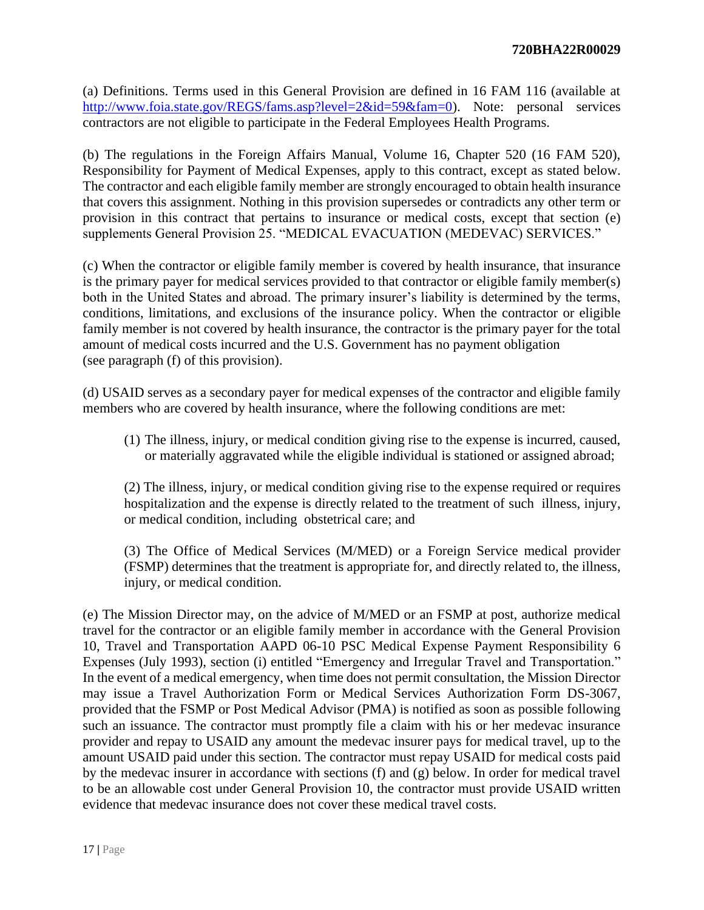(a) Definitions. Terms used in this General Provision are defined in 16 FAM 116 (available at http://www.foia.state.gov/REGS/fams.asp?level=2&id=59&fam=0). Note: personal services contractors are not eligible to participate in the Federal Employees Health Programs.

(b) The regulations in the Foreign Affairs Manual, Volume 16, Chapter 520 (16 FAM 520), Responsibility for Payment of Medical Expenses, apply to this contract, except as stated below. The contractor and each eligible family member are strongly encouraged to obtain health insurance that covers this assignment. Nothing in this provision supersedes or contradicts any other term or provision in this contract that pertains to insurance or medical costs, except that section (e) supplements General Provision 25. "MEDICAL EVACUATION (MEDEVAC) SERVICES."

(c) When the contractor or eligible family member is covered by health insurance, that insurance is the primary payer for medical services provided to that contractor or eligible family member(s) both in the United States and abroad. The primary insurer's liability is determined by the terms, conditions, limitations, and exclusions of the insurance policy. When the contractor or eligible family member is not covered by health insurance, the contractor is the primary payer for the total amount of medical costs incurred and the U.S. Government has no payment obligation (see paragraph (f) of this provision).

(d) USAID serves as a secondary payer for medical expenses of the contractor and eligible family members who are covered by health insurance, where the following conditions are met:

(1) The illness, injury, or medical condition giving rise to the expense is incurred, caused, or materially aggravated while the eligible individual is stationed or assigned abroad;

(2) The illness, injury, or medical condition giving rise to the expense required or requires hospitalization and the expense is directly related to the treatment of such illness, injury, or medical condition, including obstetrical care; and

(3) The Office of Medical Services (M/MED) or a Foreign Service medical provider (FSMP) determines that the treatment is appropriate for, and directly related to, the illness, injury, or medical condition.

(e) The Mission Director may, on the advice of M/MED or an FSMP at post, authorize medical travel for the contractor or an eligible family member in accordance with the General Provision 10, Travel and Transportation AAPD 06-10 PSC Medical Expense Payment Responsibility 6 Expenses (July 1993), section (i) entitled "Emergency and Irregular Travel and Transportation." In the event of a medical emergency, when time does not permit consultation, the Mission Director may issue a Travel Authorization Form or Medical Services Authorization Form DS-3067, provided that the FSMP or Post Medical Advisor (PMA) is notified as soon as possible following such an issuance. The contractor must promptly file a claim with his or her medevac insurance provider and repay to USAID any amount the medevac insurer pays for medical travel, up to the amount USAID paid under this section. The contractor must repay USAID for medical costs paid by the medevac insurer in accordance with sections (f) and (g) below. In order for medical travel to be an allowable cost under General Provision 10, the contractor must provide USAID written evidence that medevac insurance does not cover these medical travel costs.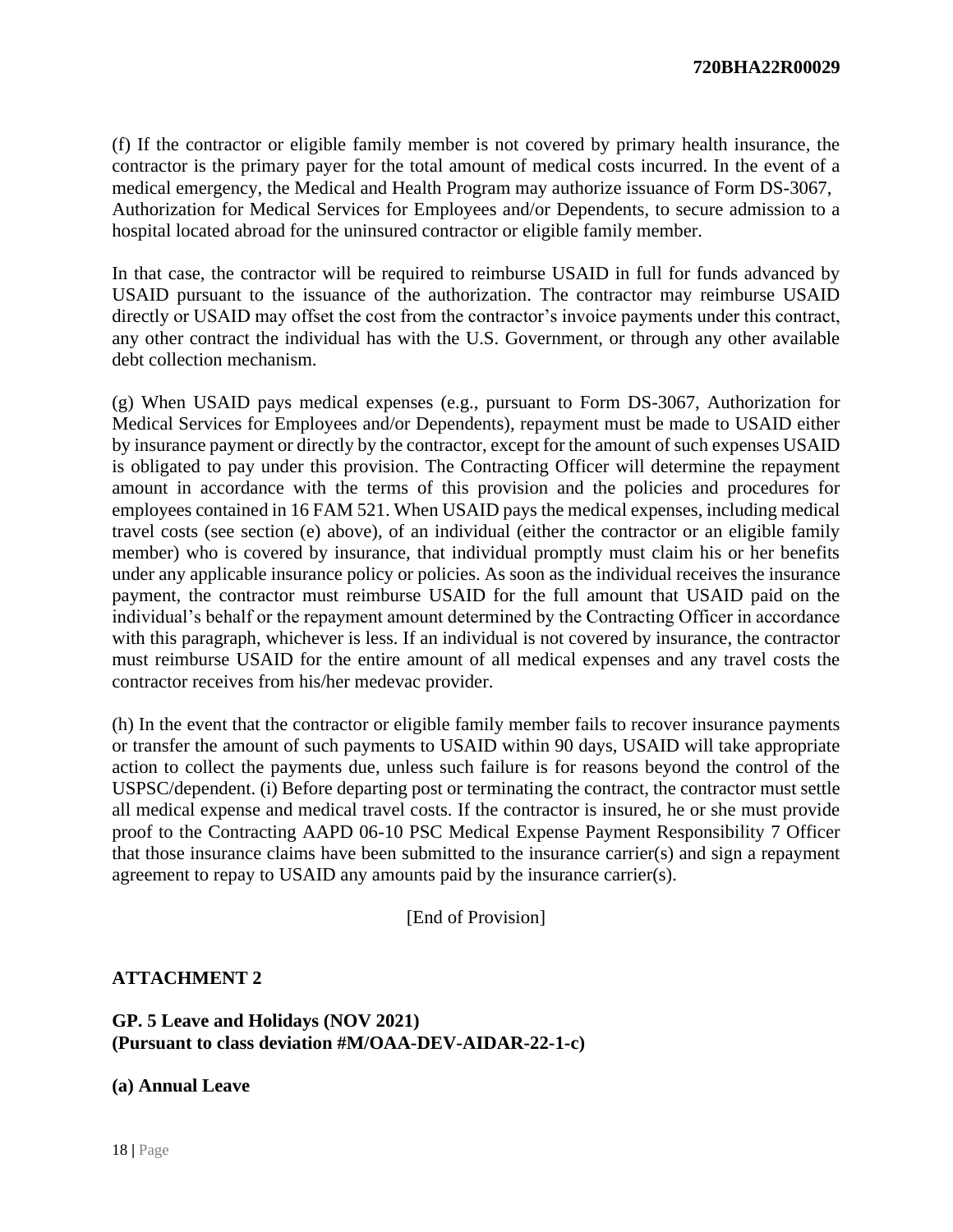(f) If the contractor or eligible family member is not covered by primary health insurance, the contractor is the primary payer for the total amount of medical costs incurred. In the event of a medical emergency, the Medical and Health Program may authorize issuance of Form DS-3067, Authorization for Medical Services for Employees and/or Dependents, to secure admission to a hospital located abroad for the uninsured contractor or eligible family member.

In that case, the contractor will be required to reimburse USAID in full for funds advanced by USAID pursuant to the issuance of the authorization. The contractor may reimburse USAID directly or USAID may offset the cost from the contractor's invoice payments under this contract, any other contract the individual has with the U.S. Government, or through any other available debt collection mechanism.

(g) When USAID pays medical expenses (e.g., pursuant to Form DS-3067, Authorization for Medical Services for Employees and/or Dependents), repayment must be made to USAID either by insurance payment or directly by the contractor, except for the amount of such expenses USAID is obligated to pay under this provision. The Contracting Officer will determine the repayment amount in accordance with the terms of this provision and the policies and procedures for employees contained in 16 FAM 521. When USAID pays the medical expenses, including medical travel costs (see section (e) above), of an individual (either the contractor or an eligible family member) who is covered by insurance, that individual promptly must claim his or her benefits under any applicable insurance policy or policies. As soon as the individual receives the insurance payment, the contractor must reimburse USAID for the full amount that USAID paid on the individual's behalf or the repayment amount determined by the Contracting Officer in accordance with this paragraph, whichever is less. If an individual is not covered by insurance, the contractor must reimburse USAID for the entire amount of all medical expenses and any travel costs the contractor receives from his/her medevac provider.

(h) In the event that the contractor or eligible family member fails to recover insurance payments or transfer the amount of such payments to USAID within 90 days, USAID will take appropriate action to collect the payments due, unless such failure is for reasons beyond the control of the USPSC/dependent. (i) Before departing post or terminating the contract, the contractor must settle all medical expense and medical travel costs. If the contractor is insured, he or she must provide proof to the Contracting AAPD 06-10 PSC Medical Expense Payment Responsibility 7 Officer that those insurance claims have been submitted to the insurance carrier(s) and sign a repayment agreement to repay to USAID any amounts paid by the insurance carrier(s).

[End of Provision]

## ATTACHMENT 2

### GP. 5 Leave and Holidays (NOV 2021)
### (Pursuant to class deviation #M/OAA-DEV-AIDAR-22-1-c)

**(a) Annual Leave**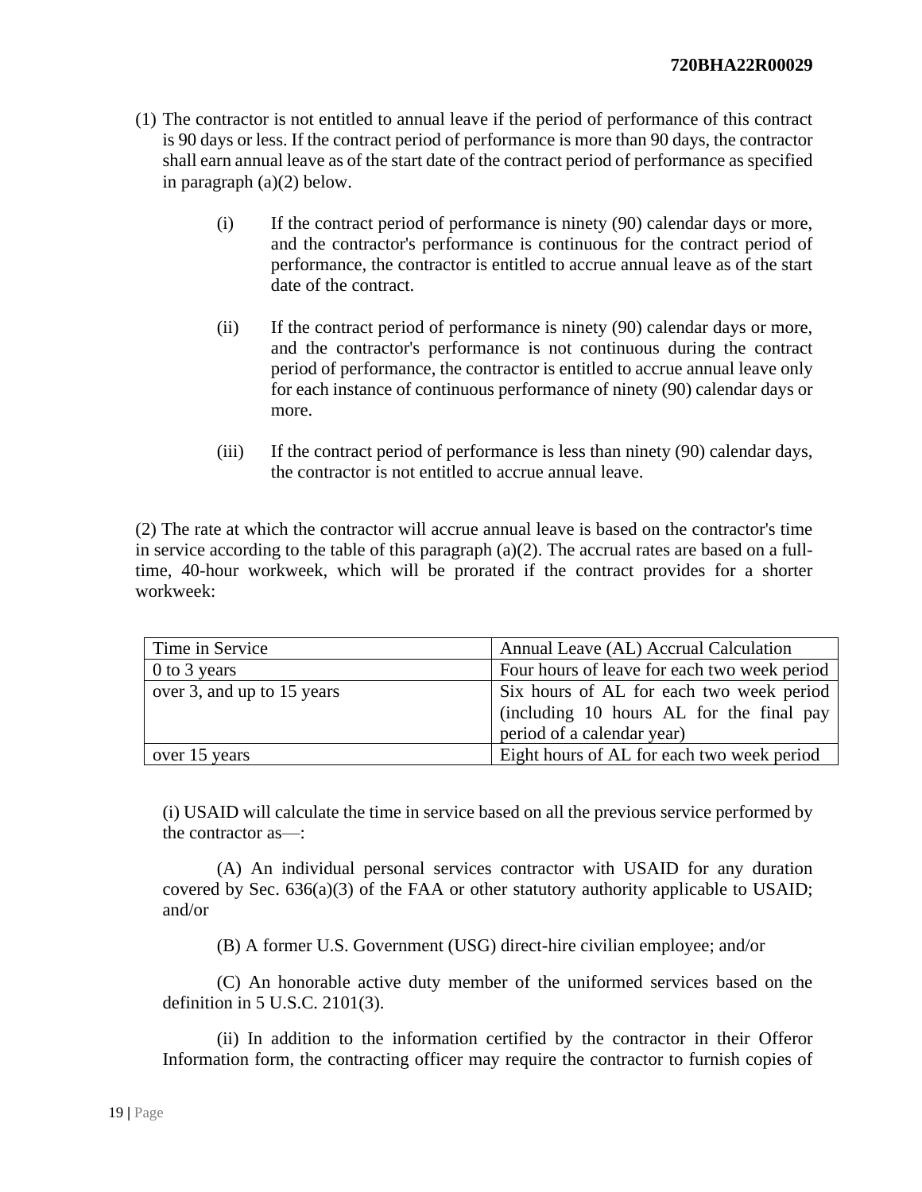(1) The contractor is not entitled to annual leave if the period of performance of this contract is 90 days or less. If the contract period of performance is more than 90 days, the contractor shall earn annual leave as of the start date of the contract period of performance as specified in paragraph (a)(2) below.

(i) If the contract period of performance is ninety (90) calendar days or more, and the contractor's performance is continuous for the contract period of performance, the contractor is entitled to accrue annual leave as of the start date of the contract.

(ii) If the contract period of performance is ninety (90) calendar days or more, and the contractor's performance is not continuous during the contract period of performance, the contractor is entitled to accrue annual leave only for each instance of continuous performance of ninety (90) calendar days or more.

(iii) If the contract period of performance is less than ninety (90) calendar days, the contractor is not entitled to accrue annual leave.

(2) The rate at which the contractor will accrue annual leave is based on the contractor's time in service according to the table of this paragraph (a)(2). The accrual rates are based on a full-time, 40-hour workweek, which will be prorated if the contract provides for a shorter workweek:

| Time in Service | Annual Leave (AL) Accrual Calculation |
|---|---|
| 0 to 3 years | Four hours of leave for each two week period |
| over 3, and up to 15 years | Six hours of AL for each two week period (including 10 hours AL for the final pay period of a calendar year) |
| over 15 years | Eight hours of AL for each two week period |

(i) USAID will calculate the time in service based on all the previous service performed by the contractor as—:

(A) An individual personal services contractor with USAID for any duration covered by Sec. 636(a)(3) of the FAA or other statutory authority applicable to USAID; and/or

(B) A former U.S. Government (USG) direct-hire civilian employee; and/or

(C) An honorable active duty member of the uniformed services based on the definition in 5 U.S.C. 2101(3).

(ii) In addition to the information certified by the contractor in their Offeror Information form, the contracting officer may require the contractor to furnish copies of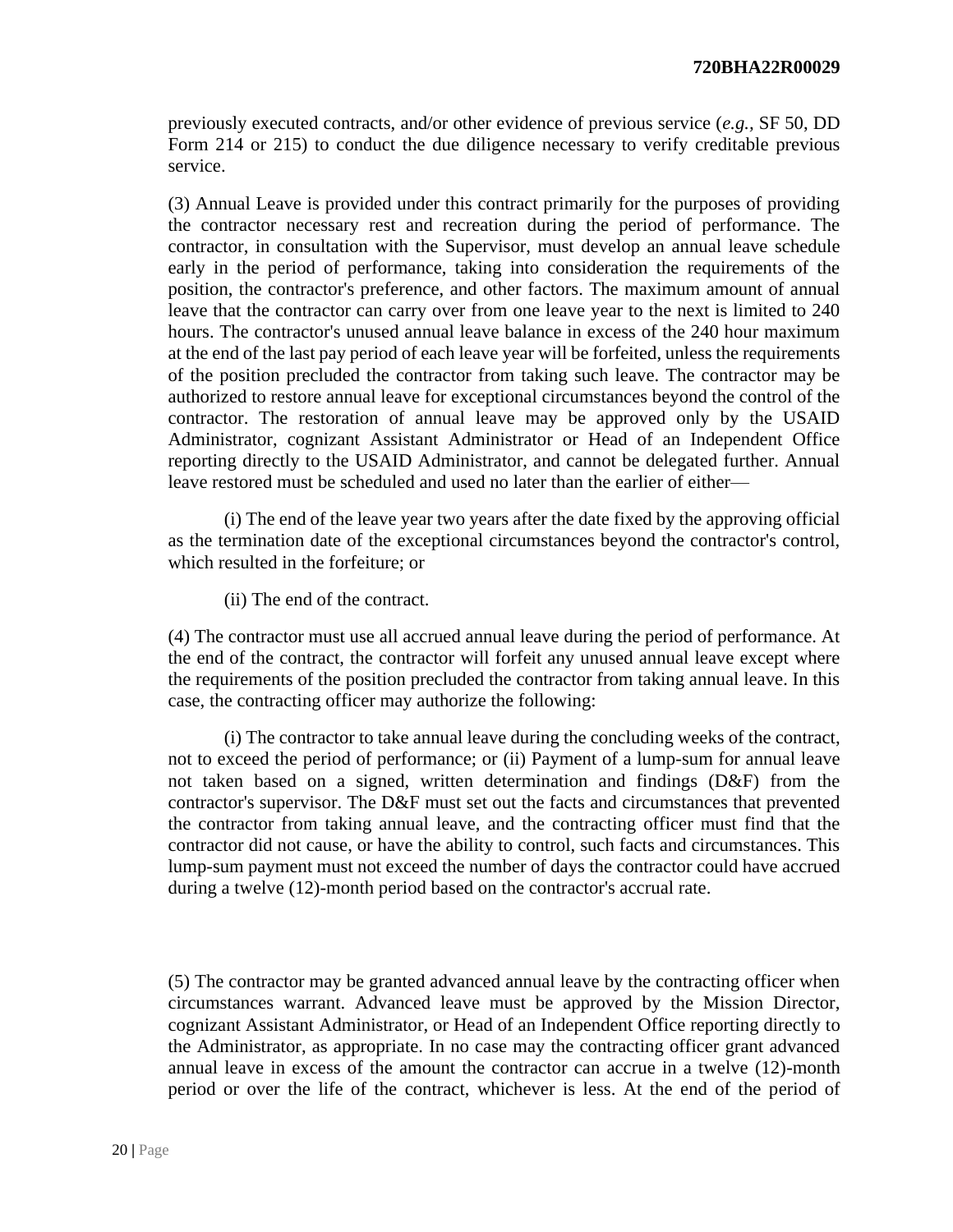previously executed contracts, and/or other evidence of previous service (*e.g.*, SF 50, DD Form 214 or 215) to conduct the due diligence necessary to verify creditable previous service.

(3) Annual Leave is provided under this contract primarily for the purposes of providing the contractor necessary rest and recreation during the period of performance. The contractor, in consultation with the Supervisor, must develop an annual leave schedule early in the period of performance, taking into consideration the requirements of the position, the contractor's preference, and other factors. The maximum amount of annual leave that the contractor can carry over from one leave year to the next is limited to 240 hours. The contractor's unused annual leave balance in excess of the 240 hour maximum at the end of the last pay period of each leave year will be forfeited, unless the requirements of the position precluded the contractor from taking such leave. The contractor may be authorized to restore annual leave for exceptional circumstances beyond the control of the contractor. The restoration of annual leave may be approved only by the USAID Administrator, cognizant Assistant Administrator or Head of an Independent Office reporting directly to the USAID Administrator, and cannot be delegated further. Annual leave restored must be scheduled and used no later than the earlier of either—

(i) The end of the leave year two years after the date fixed by the approving official as the termination date of the exceptional circumstances beyond the contractor's control, which resulted in the forfeiture; or

(ii) The end of the contract.

(4) The contractor must use all accrued annual leave during the period of performance. At the end of the contract, the contractor will forfeit any unused annual leave except where the requirements of the position precluded the contractor from taking annual leave. In this case, the contracting officer may authorize the following:

(i) The contractor to take annual leave during the concluding weeks of the contract, not to exceed the period of performance; or (ii) Payment of a lump-sum for annual leave not taken based on a signed, written determination and findings (D&F) from the contractor's supervisor. The D&F must set out the facts and circumstances that prevented the contractor from taking annual leave, and the contracting officer must find that the contractor did not cause, or have the ability to control, such facts and circumstances. This lump-sum payment must not exceed the number of days the contractor could have accrued during a twelve (12)-month period based on the contractor's accrual rate.

(5) The contractor may be granted advanced annual leave by the contracting officer when circumstances warrant. Advanced leave must be approved by the Mission Director, cognizant Assistant Administrator, or Head of an Independent Office reporting directly to the Administrator, as appropriate. In no case may the contracting officer grant advanced annual leave in excess of the amount the contractor can accrue in a twelve (12)-month period or over the life of the contract, whichever is less. At the end of the period of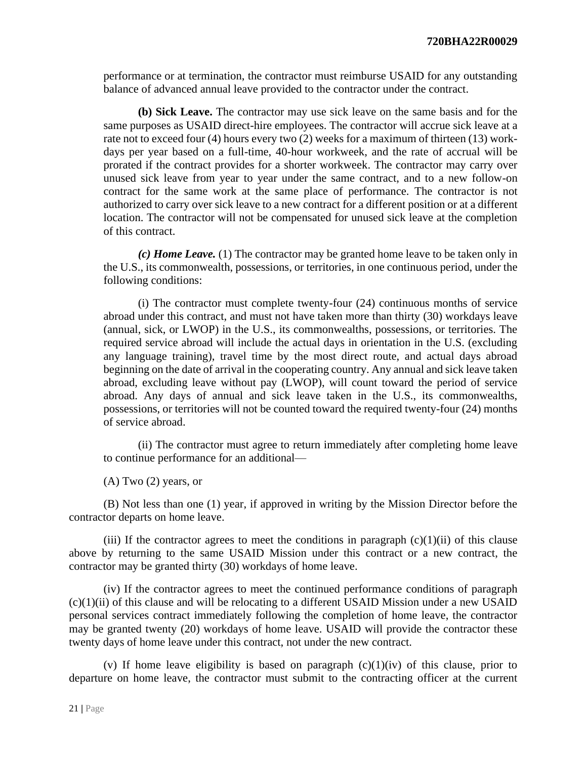performance or at termination, the contractor must reimburse USAID for any outstanding balance of advanced annual leave provided to the contractor under the contract.

**(b) Sick Leave.** The contractor may use sick leave on the same basis and for the same purposes as USAID direct-hire employees. The contractor will accrue sick leave at a rate not to exceed four (4) hours every two (2) weeks for a maximum of thirteen (13) work-days per year based on a full-time, 40-hour workweek, and the rate of accrual will be prorated if the contract provides for a shorter workweek. The contractor may carry over unused sick leave from year to year under the same contract, and to a new follow-on contract for the same work at the same place of performance. The contractor is not authorized to carry over sick leave to a new contract for a different position or at a different location. The contractor will not be compensated for unused sick leave at the completion of this contract.

***(c) Home Leave.*** (1) The contractor may be granted home leave to be taken only in the U.S., its commonwealth, possessions, or territories, in one continuous period, under the following conditions:

(i) The contractor must complete twenty-four (24) continuous months of service abroad under this contract, and must not have taken more than thirty (30) workdays leave (annual, sick, or LWOP) in the U.S., its commonwealths, possessions, or territories. The required service abroad will include the actual days in orientation in the U.S. (excluding any language training), travel time by the most direct route, and actual days abroad beginning on the date of arrival in the cooperating country. Any annual and sick leave taken abroad, excluding leave without pay (LWOP), will count toward the period of service abroad. Any days of annual and sick leave taken in the U.S., its commonwealths, possessions, or territories will not be counted toward the required twenty-four (24) months of service abroad.

(ii) The contractor must agree to return immediately after completing home leave to continue performance for an additional—

(A) Two (2) years, or

(B) Not less than one (1) year, if approved in writing by the Mission Director before the contractor departs on home leave.

(iii) If the contractor agrees to meet the conditions in paragraph (c)(1)(ii) of this clause above by returning to the same USAID Mission under this contract or a new contract, the contractor may be granted thirty (30) workdays of home leave.

(iv) If the contractor agrees to meet the continued performance conditions of paragraph (c)(1)(ii) of this clause and will be relocating to a different USAID Mission under a new USAID personal services contract immediately following the completion of home leave, the contractor may be granted twenty (20) workdays of home leave. USAID will provide the contractor these twenty days of home leave under this contract, not under the new contract.

(v) If home leave eligibility is based on paragraph (c)(1)(iv) of this clause, prior to departure on home leave, the contractor must submit to the contracting officer at the current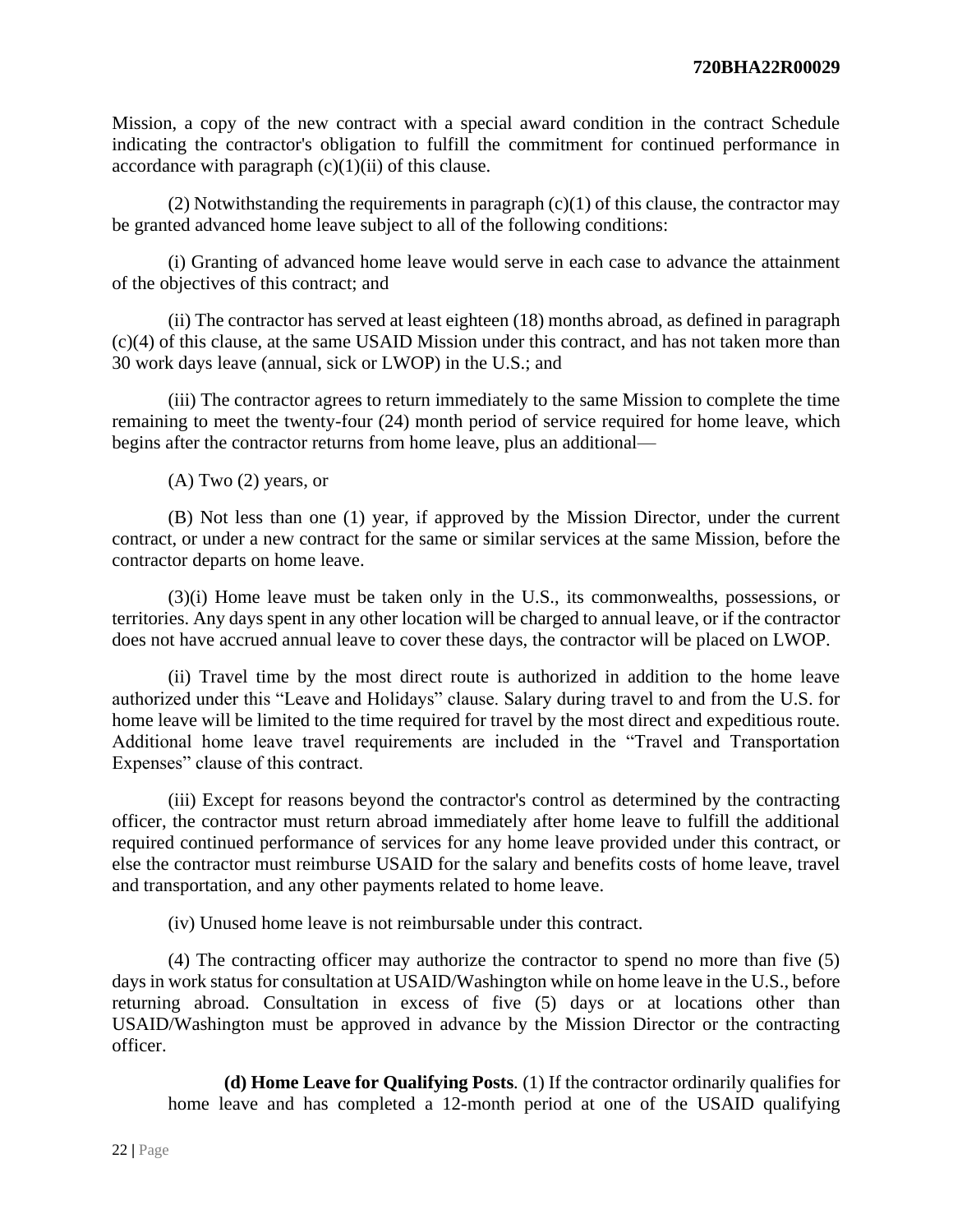Mission, a copy of the new contract with a special award condition in the contract Schedule indicating the contractor's obligation to fulfill the commitment for continued performance in accordance with paragraph (c)(1)(ii) of this clause.

(2) Notwithstanding the requirements in paragraph (c)(1) of this clause, the contractor may be granted advanced home leave subject to all of the following conditions:

(i) Granting of advanced home leave would serve in each case to advance the attainment of the objectives of this contract; and

(ii) The contractor has served at least eighteen (18) months abroad, as defined in paragraph (c)(4) of this clause, at the same USAID Mission under this contract, and has not taken more than 30 work days leave (annual, sick or LWOP) in the U.S.; and

(iii) The contractor agrees to return immediately to the same Mission to complete the time remaining to meet the twenty-four (24) month period of service required for home leave, which begins after the contractor returns from home leave, plus an additional—

(A) Two (2) years, or

(B) Not less than one (1) year, if approved by the Mission Director, under the current contract, or under a new contract for the same or similar services at the same Mission, before the contractor departs on home leave.

(3)(i) Home leave must be taken only in the U.S., its commonwealths, possessions, or territories. Any days spent in any other location will be charged to annual leave, or if the contractor does not have accrued annual leave to cover these days, the contractor will be placed on LWOP.

(ii) Travel time by the most direct route is authorized in addition to the home leave authorized under this "Leave and Holidays" clause. Salary during travel to and from the U.S. for home leave will be limited to the time required for travel by the most direct and expeditious route. Additional home leave travel requirements are included in the "Travel and Transportation Expenses" clause of this contract.

(iii) Except for reasons beyond the contractor's control as determined by the contracting officer, the contractor must return abroad immediately after home leave to fulfill the additional required continued performance of services for any home leave provided under this contract, or else the contractor must reimburse USAID for the salary and benefits costs of home leave, travel and transportation, and any other payments related to home leave.

(iv) Unused home leave is not reimbursable under this contract.

(4) The contracting officer may authorize the contractor to spend no more than five (5) days in work status for consultation at USAID/Washington while on home leave in the U.S., before returning abroad. Consultation in excess of five (5) days or at locations other than USAID/Washington must be approved in advance by the Mission Director or the contracting officer.

**(d) Home Leave for Qualifying Posts**. (1) If the contractor ordinarily qualifies for home leave and has completed a 12-month period at one of the USAID qualifying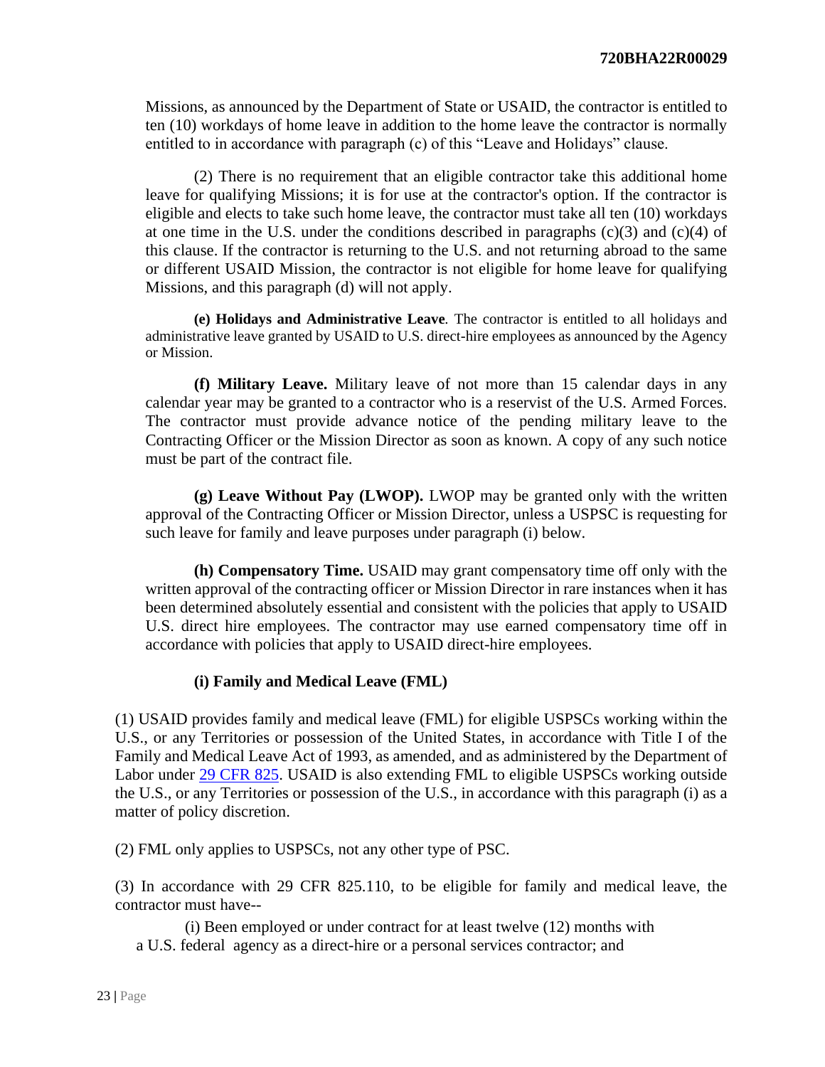Missions, as announced by the Department of State or USAID, the contractor is entitled to ten (10) workdays of home leave in addition to the home leave the contractor is normally entitled to in accordance with paragraph (c) of this "Leave and Holidays" clause.

(2) There is no requirement that an eligible contractor take this additional home leave for qualifying Missions; it is for use at the contractor's option. If the contractor is eligible and elects to take such home leave, the contractor must take all ten (10) workdays at one time in the U.S. under the conditions described in paragraphs (c)(3) and (c)(4) of this clause. If the contractor is returning to the U.S. and not returning abroad to the same or different USAID Mission, the contractor is not eligible for home leave for qualifying Missions, and this paragraph (d) will not apply.

**(e) Holidays and Administrative Leave**. The contractor is entitled to all holidays and administrative leave granted by USAID to U.S. direct-hire employees as announced by the Agency or Mission.

**(f) Military Leave.** Military leave of not more than 15 calendar days in any calendar year may be granted to a contractor who is a reservist of the U.S. Armed Forces. The contractor must provide advance notice of the pending military leave to the Contracting Officer or the Mission Director as soon as known. A copy of any such notice must be part of the contract file.

**(g) Leave Without Pay (LWOP).** LWOP may be granted only with the written approval of the Contracting Officer or Mission Director, unless a USPSC is requesting for such leave for family and leave purposes under paragraph (i) below.

**(h) Compensatory Time.** USAID may grant compensatory time off only with the written approval of the contracting officer or Mission Director in rare instances when it has been determined absolutely essential and consistent with the policies that apply to USAID U.S. direct hire employees. The contractor may use earned compensatory time off in accordance with policies that apply to USAID direct-hire employees.

**(i) Family and Medical Leave (FML)**

(1) USAID provides family and medical leave (FML) for eligible USPSCs working within the U.S., or any Territories or possession of the United States, in accordance with Title I of the Family and Medical Leave Act of 1993, as amended, and as administered by the Department of Labor under [29 CFR 825](). USAID is also extending FML to eligible USPSCs working outside the U.S., or any Territories or possession of the U.S., in accordance with this paragraph (i) as a matter of policy discretion.

(2) FML only applies to USPSCs, not any other type of PSC.

(3) In accordance with 29 CFR 825.110, to be eligible for family and medical leave, the contractor must have--

(i) Been employed or under contract for at least twelve (12) months with a U.S. federal agency as a direct-hire or a personal services contractor; and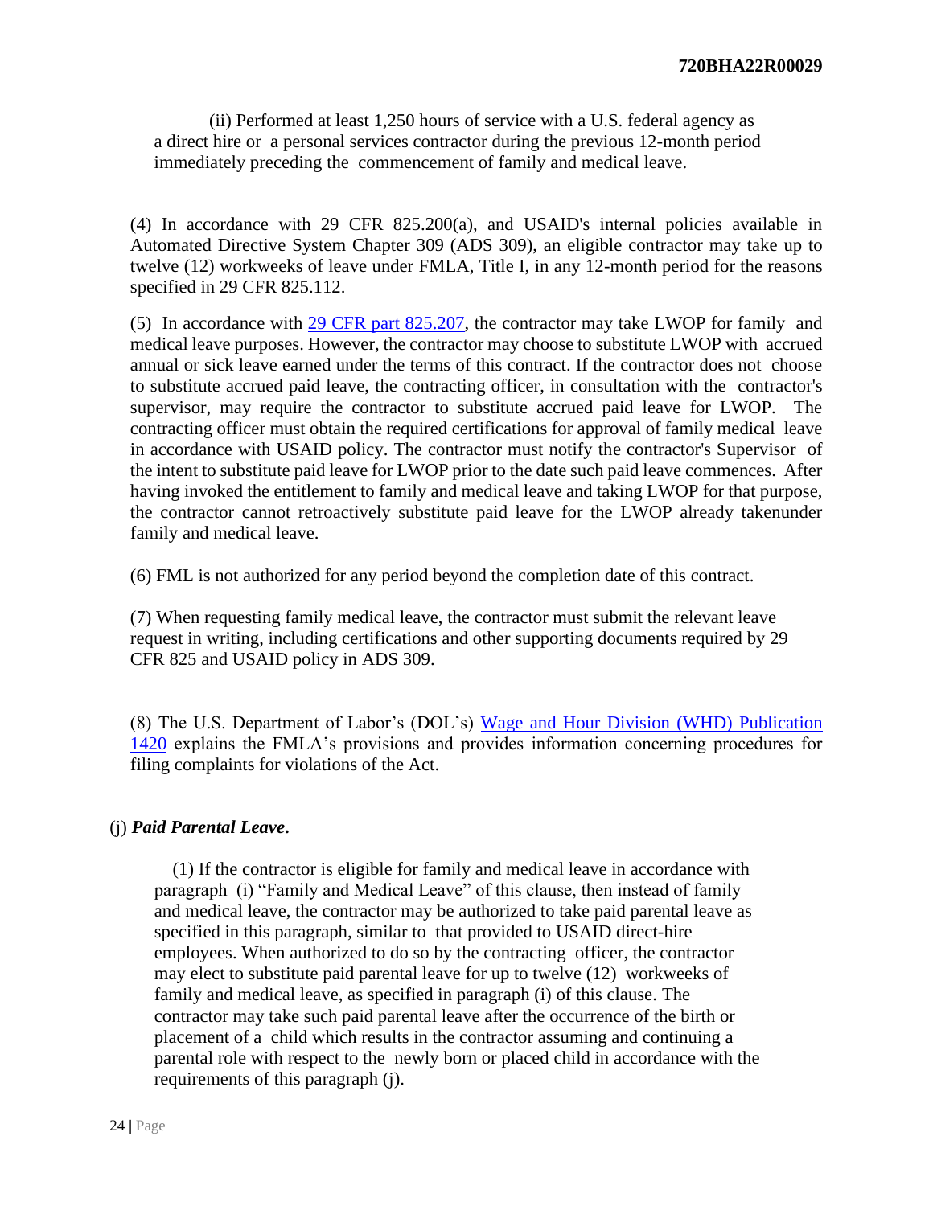(ii) Performed at least 1,250 hours of service with a U.S. federal agency as a direct hire or a personal services contractor during the previous 12-month period immediately preceding the commencement of family and medical leave.

(4) In accordance with 29 CFR 825.200(a), and USAID's internal policies available in Automated Directive System Chapter 309 (ADS 309), an eligible contractor may take up to twelve (12) workweeks of leave under FMLA, Title I, in any 12-month period for the reasons specified in 29 CFR 825.112.

(5) In accordance with [29 CFR part 825.207](), the contractor may take LWOP for family and medical leave purposes. However, the contractor may choose to substitute LWOP with accrued annual or sick leave earned under the terms of this contract. If the contractor does not choose to substitute accrued paid leave, the contracting officer, in consultation with the contractor's supervisor, may require the contractor to substitute accrued paid leave for LWOP. The contracting officer must obtain the required certifications for approval of family medical leave in accordance with USAID policy. The contractor must notify the contractor's Supervisor of the intent to substitute paid leave for LWOP prior to the date such paid leave commences. After having invoked the entitlement to family and medical leave and taking LWOP for that purpose, the contractor cannot retroactively substitute paid leave for the LWOP already takenunder family and medical leave.

(6) FML is not authorized for any period beyond the completion date of this contract.

(7) When requesting family medical leave, the contractor must submit the relevant leave request in writing, including certifications and other supporting documents required by 29 CFR 825 and USAID policy in ADS 309.

(8) The U.S. Department of Labor's (DOL's) [Wage and Hour Division (WHD) Publication 1420]() explains the FMLA's provisions and provides information concerning procedures for filing complaints for violations of the Act.

(j) ***Paid Parental Leave*.**

(1) If the contractor is eligible for family and medical leave in accordance with paragraph (i) "Family and Medical Leave" of this clause, then instead of family and medical leave, the contractor may be authorized to take paid parental leave as specified in this paragraph, similar to that provided to USAID direct-hire employees. When authorized to do so by the contracting officer, the contractor may elect to substitute paid parental leave for up to twelve (12) workweeks of family and medical leave, as specified in paragraph (i) of this clause. The contractor may take such paid parental leave after the occurrence of the birth or placement of a child which results in the contractor assuming and continuing a parental role with respect to the newly born or placed child in accordance with the requirements of this paragraph (j).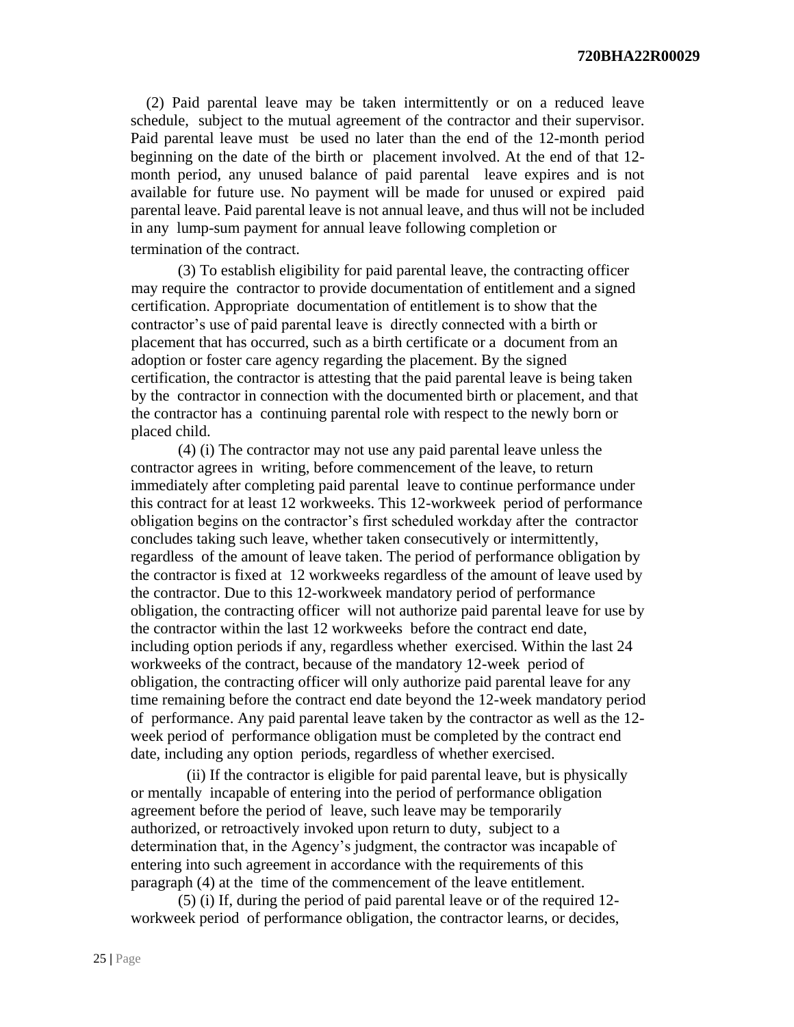(2) Paid parental leave may be taken intermittently or on a reduced leave schedule, subject to the mutual agreement of the contractor and their supervisor. Paid parental leave must be used no later than the end of the 12-month period beginning on the date of the birth or placement involved. At the end of that 12-month period, any unused balance of paid parental leave expires and is not available for future use. No payment will be made for unused or expired paid parental leave. Paid parental leave is not annual leave, and thus will not be included in any lump-sum payment for annual leave following completion or termination of the contract.

(3) To establish eligibility for paid parental leave, the contracting officer may require the contractor to provide documentation of entitlement and a signed certification. Appropriate documentation of entitlement is to show that the contractor's use of paid parental leave is directly connected with a birth or placement that has occurred, such as a birth certificate or a document from an adoption or foster care agency regarding the placement. By the signed certification, the contractor is attesting that the paid parental leave is being taken by the contractor in connection with the documented birth or placement, and that the contractor has a continuing parental role with respect to the newly born or placed child.

(4) (i) The contractor may not use any paid parental leave unless the contractor agrees in writing, before commencement of the leave, to return immediately after completing paid parental leave to continue performance under this contract for at least 12 workweeks. This 12-workweek period of performance obligation begins on the contractor's first scheduled workday after the contractor concludes taking such leave, whether taken consecutively or intermittently, regardless of the amount of leave taken. The period of performance obligation by the contractor is fixed at 12 workweeks regardless of the amount of leave used by the contractor. Due to this 12-workweek mandatory period of performance obligation, the contracting officer will not authorize paid parental leave for use by the contractor within the last 12 workweeks before the contract end date, including option periods if any, regardless whether exercised. Within the last 24 workweeks of the contract, because of the mandatory 12-week period of obligation, the contracting officer will only authorize paid parental leave for any time remaining before the contract end date beyond the 12-week mandatory period of performance. Any paid parental leave taken by the contractor as well as the 12-week period of performance obligation must be completed by the contract end date, including any option periods, regardless of whether exercised.

(ii) If the contractor is eligible for paid parental leave, but is physically or mentally incapable of entering into the period of performance obligation agreement before the period of leave, such leave may be temporarily authorized, or retroactively invoked upon return to duty, subject to a determination that, in the Agency's judgment, the contractor was incapable of entering into such agreement in accordance with the requirements of this paragraph (4) at the time of the commencement of the leave entitlement.

(5) (i) If, during the period of paid parental leave or of the required 12-workweek period of performance obligation, the contractor learns, or decides,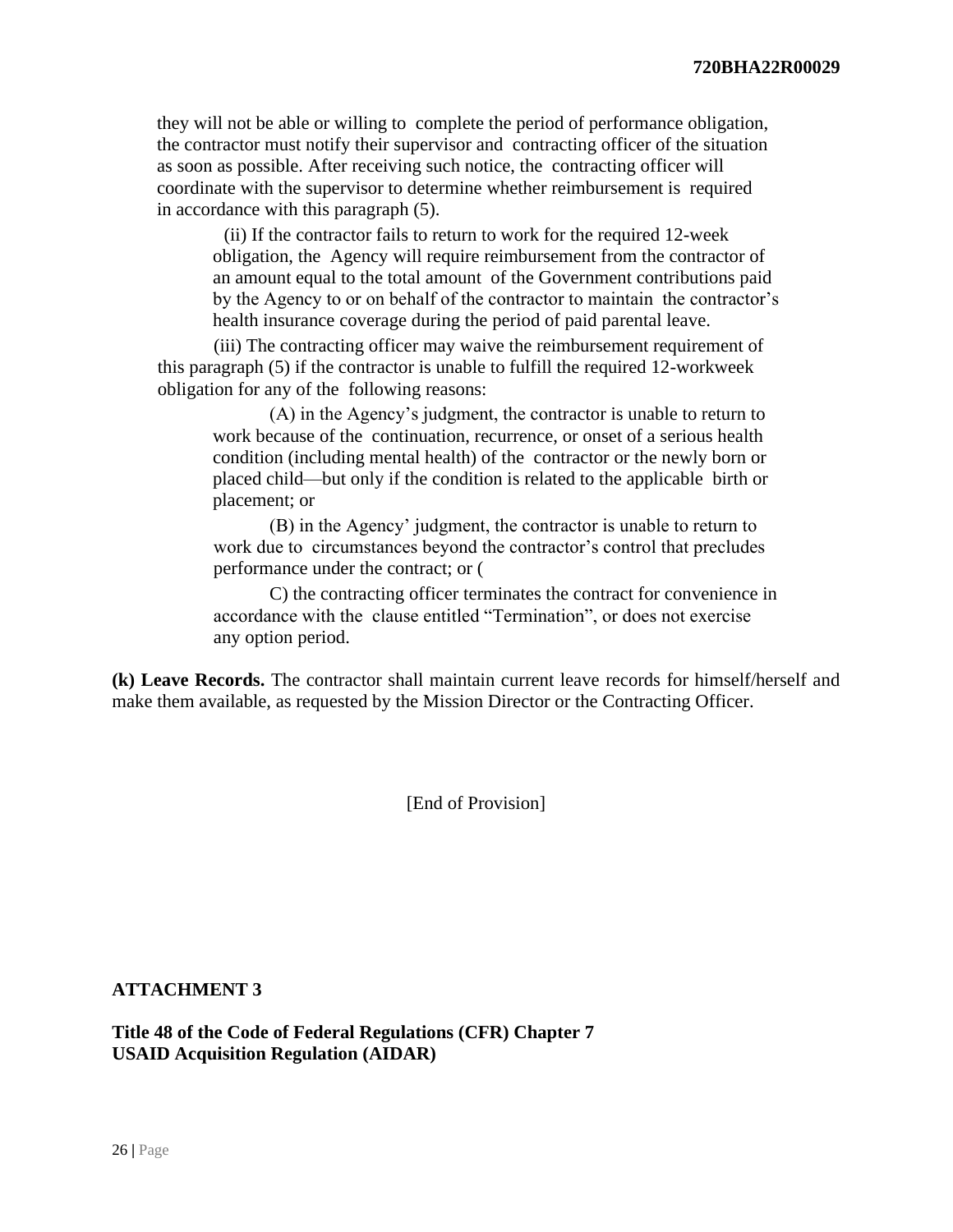they will not be able or willing to complete the period of performance obligation, the contractor must notify their supervisor and contracting officer of the situation as soon as possible. After receiving such notice, the contracting officer will coordinate with the supervisor to determine whether reimbursement is required in accordance with this paragraph (5).

(ii) If the contractor fails to return to work for the required 12-week obligation, the Agency will require reimbursement from the contractor of an amount equal to the total amount of the Government contributions paid by the Agency to or on behalf of the contractor to maintain the contractor's health insurance coverage during the period of paid parental leave.

(iii) The contracting officer may waive the reimbursement requirement of this paragraph (5) if the contractor is unable to fulfill the required 12-workweek obligation for any of the following reasons:

(A) in the Agency's judgment, the contractor is unable to return to work because of the continuation, recurrence, or onset of a serious health condition (including mental health) of the contractor or the newly born or placed child—but only if the condition is related to the applicable birth or placement; or

(B) in the Agency' judgment, the contractor is unable to return to work due to circumstances beyond the contractor's control that precludes performance under the contract; or (

C) the contracting officer terminates the contract for convenience in accordance with the clause entitled "Termination", or does not exercise any option period.

**(k) Leave Records.** The contractor shall maintain current leave records for himself/herself and make them available, as requested by the Mission Director or the Contracting Officer.

[End of Provision]

## ATTACHMENT 3

**Title 48 of the Code of Federal Regulations (CFR) Chapter 7**
**USAID Acquisition Regulation (AIDAR)**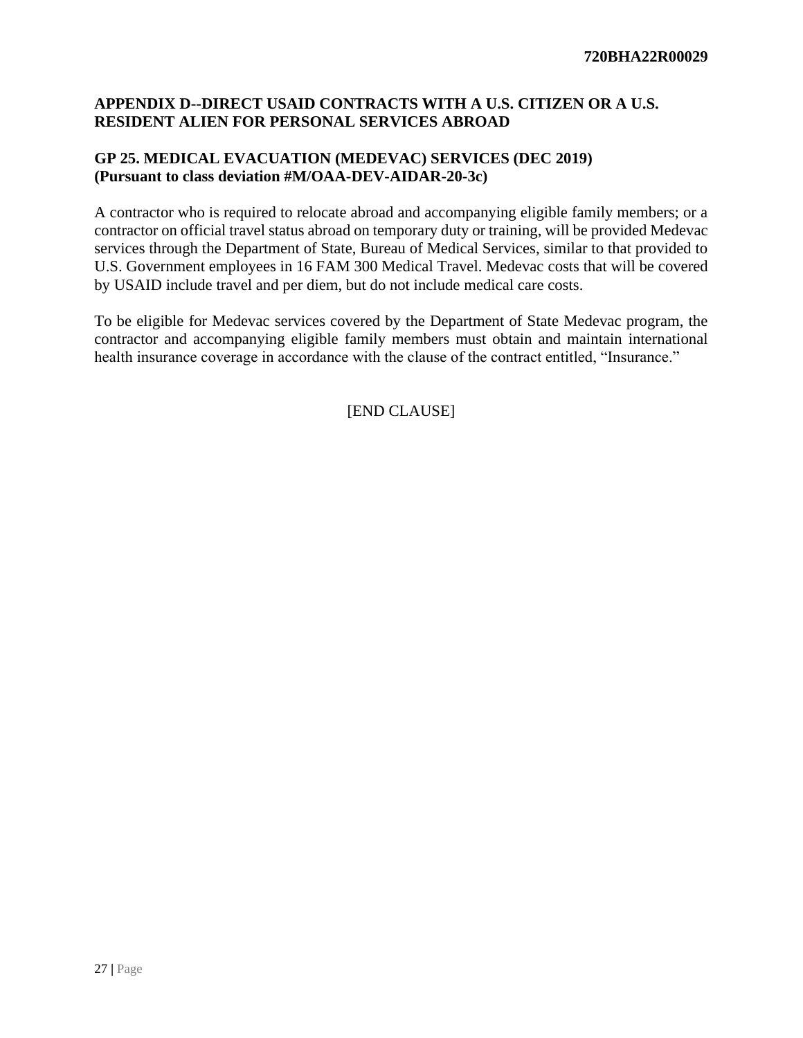## APPENDIX D--DIRECT USAID CONTRACTS WITH A U.S. CITIZEN OR A U.S. RESIDENT ALIEN FOR PERSONAL SERVICES ABROAD

### GP 25. MEDICAL EVACUATION (MEDEVAC) SERVICES (DEC 2019) (Pursuant to class deviation #M/OAA-DEV-AIDAR-20-3c)

A contractor who is required to relocate abroad and accompanying eligible family members; or a contractor on official travel status abroad on temporary duty or training, will be provided Medevac services through the Department of State, Bureau of Medical Services, similar to that provided to U.S. Government employees in 16 FAM 300 Medical Travel. Medevac costs that will be covered by USAID include travel and per diem, but do not include medical care costs.

To be eligible for Medevac services covered by the Department of State Medevac program, the contractor and accompanying eligible family members must obtain and maintain international health insurance coverage in accordance with the clause of the contract entitled, "Insurance."

[END CLAUSE]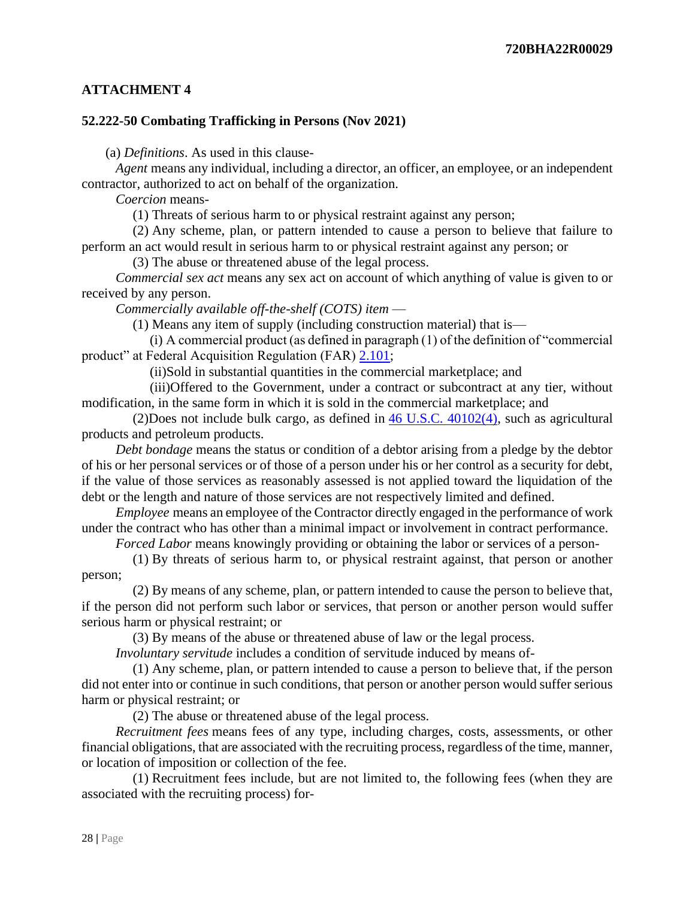## ATTACHMENT 4

### 52.222-50 Combating Trafficking in Persons (Nov 2021)

(a) *Definitions*. As used in this clause-

*Agent* means any individual, including a director, an officer, an employee, or an independent contractor, authorized to act on behalf of the organization.

*Coercion* means-

(1) Threats of serious harm to or physical restraint against any person;

(2) Any scheme, plan, or pattern intended to cause a person to believe that failure to perform an act would result in serious harm to or physical restraint against any person; or

(3) The abuse or threatened abuse of the legal process.

*Commercial sex act* means any sex act on account of which anything of value is given to or received by any person.

*Commercially available off-the-shelf (COTS) item* —

(1) Means any item of supply (including construction material) that is—

(i) A commercial product (as defined in paragraph (1) of the definition of "commercial product" at Federal Acquisition Regulation (FAR) 2.101;

(ii)Sold in substantial quantities in the commercial marketplace; and

(iii)Offered to the Government, under a contract or subcontract at any tier, without modification, in the same form in which it is sold in the commercial marketplace; and

(2)Does not include bulk cargo, as defined in 46 U.S.C. 40102(4), such as agricultural products and petroleum products.

*Debt bondage* means the status or condition of a debtor arising from a pledge by the debtor of his or her personal services or of those of a person under his or her control as a security for debt, if the value of those services as reasonably assessed is not applied toward the liquidation of the debt or the length and nature of those services are not respectively limited and defined.

*Employee* means an employee of the Contractor directly engaged in the performance of work under the contract who has other than a minimal impact or involvement in contract performance.

*Forced Labor* means knowingly providing or obtaining the labor or services of a person-

(1) By threats of serious harm to, or physical restraint against, that person or another person;

(2) By means of any scheme, plan, or pattern intended to cause the person to believe that, if the person did not perform such labor or services, that person or another person would suffer serious harm or physical restraint; or

(3) By means of the abuse or threatened abuse of law or the legal process.

*Involuntary servitude* includes a condition of servitude induced by means of-

(1) Any scheme, plan, or pattern intended to cause a person to believe that, if the person did not enter into or continue in such conditions, that person or another person would suffer serious harm or physical restraint; or

(2) The abuse or threatened abuse of the legal process.

*Recruitment fees* means fees of any type, including charges, costs, assessments, or other financial obligations, that are associated with the recruiting process, regardless of the time, manner, or location of imposition or collection of the fee.

(1) Recruitment fees include, but are not limited to, the following fees (when they are associated with the recruiting process) for-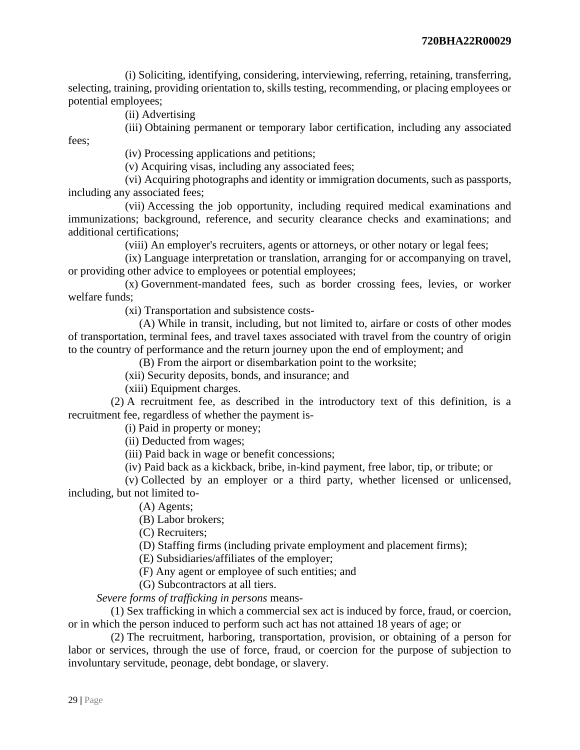(i) Soliciting, identifying, considering, interviewing, referring, retaining, transferring, selecting, training, providing orientation to, skills testing, recommending, or placing employees or potential employees;

(ii) Advertising

(iii) Obtaining permanent or temporary labor certification, including any associated fees;

(iv) Processing applications and petitions;

(v) Acquiring visas, including any associated fees;

(vi) Acquiring photographs and identity or immigration documents, such as passports, including any associated fees;

(vii) Accessing the job opportunity, including required medical examinations and immunizations; background, reference, and security clearance checks and examinations; and additional certifications;

(viii) An employer's recruiters, agents or attorneys, or other notary or legal fees;

(ix) Language interpretation or translation, arranging for or accompanying on travel, or providing other advice to employees or potential employees;

(x) Government-mandated fees, such as border crossing fees, levies, or worker welfare funds;

(xi) Transportation and subsistence costs-

(A) While in transit, including, but not limited to, airfare or costs of other modes of transportation, terminal fees, and travel taxes associated with travel from the country of origin to the country of performance and the return journey upon the end of employment; and

(B) From the airport or disembarkation point to the worksite;

(xii) Security deposits, bonds, and insurance; and

(xiii) Equipment charges.

(2) A recruitment fee, as described in the introductory text of this definition, is a recruitment fee, regardless of whether the payment is-

(i) Paid in property or money;

(ii) Deducted from wages;

(iii) Paid back in wage or benefit concessions;

(iv) Paid back as a kickback, bribe, in-kind payment, free labor, tip, or tribute; or

(v) Collected by an employer or a third party, whether licensed or unlicensed, including, but not limited to-

(A) Agents;

(B) Labor brokers;

(C) Recruiters;

(D) Staffing firms (including private employment and placement firms);

(E) Subsidiaries/affiliates of the employer;

(F) Any agent or employee of such entities; and

(G) Subcontractors at all tiers.

*Severe forms of trafficking in persons* means-

(1) Sex trafficking in which a commercial sex act is induced by force, fraud, or coercion, or in which the person induced to perform such act has not attained 18 years of age; or

(2) The recruitment, harboring, transportation, provision, or obtaining of a person for labor or services, through the use of force, fraud, or coercion for the purpose of subjection to involuntary servitude, peonage, debt bondage, or slavery.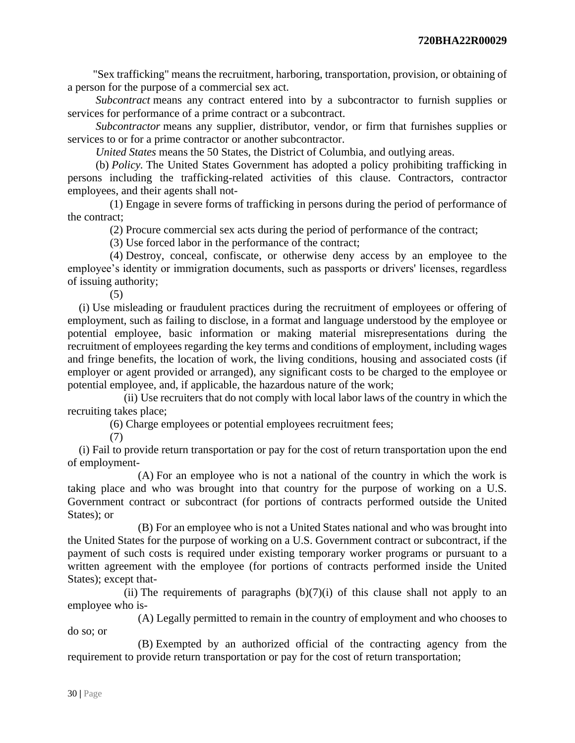"Sex trafficking" means the recruitment, harboring, transportation, provision, or obtaining of a person for the purpose of a commercial sex act.

*Subcontract* means any contract entered into by a subcontractor to furnish supplies or services for performance of a prime contract or a subcontract.

*Subcontractor* means any supplier, distributor, vendor, or firm that furnishes supplies or services to or for a prime contractor or another subcontractor.

*United States* means the 50 States, the District of Columbia, and outlying areas.

(b) *Policy.* The United States Government has adopted a policy prohibiting trafficking in persons including the trafficking-related activities of this clause. Contractors, contractor employees, and their agents shall not-

(1) Engage in severe forms of trafficking in persons during the period of performance of the contract;

(2) Procure commercial sex acts during the period of performance of the contract;

(3) Use forced labor in the performance of the contract;

(4) Destroy, conceal, confiscate, or otherwise deny access by an employee to the employee's identity or immigration documents, such as passports or drivers' licenses, regardless of issuing authority;

(5)

(i) Use misleading or fraudulent practices during the recruitment of employees or offering of employment, such as failing to disclose, in a format and language understood by the employee or potential employee, basic information or making material misrepresentations during the recruitment of employees regarding the key terms and conditions of employment, including wages and fringe benefits, the location of work, the living conditions, housing and associated costs (if employer or agent provided or arranged), any significant costs to be charged to the employee or potential employee, and, if applicable, the hazardous nature of the work;

(ii) Use recruiters that do not comply with local labor laws of the country in which the recruiting takes place;

(6) Charge employees or potential employees recruitment fees;

(7)

(i) Fail to provide return transportation or pay for the cost of return transportation upon the end of employment-

(A) For an employee who is not a national of the country in which the work is taking place and who was brought into that country for the purpose of working on a U.S. Government contract or subcontract (for portions of contracts performed outside the United States); or

(B) For an employee who is not a United States national and who was brought into the United States for the purpose of working on a U.S. Government contract or subcontract, if the payment of such costs is required under existing temporary worker programs or pursuant to a written agreement with the employee (for portions of contracts performed inside the United States); except that-

(ii) The requirements of paragraphs (b)(7)(i) of this clause shall not apply to an employee who is-

(A) Legally permitted to remain in the country of employment and who chooses to do so; or

(B) Exempted by an authorized official of the contracting agency from the requirement to provide return transportation or pay for the cost of return transportation;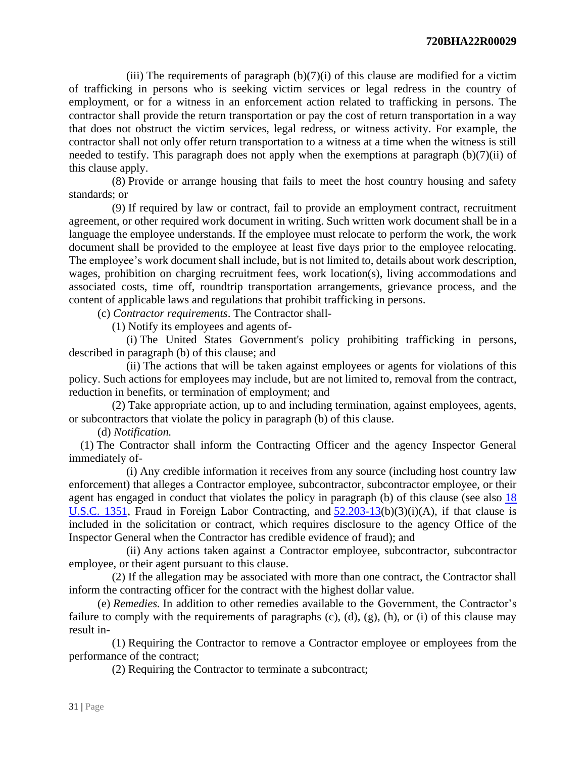(iii) The requirements of paragraph (b)(7)(i) of this clause are modified for a victim of trafficking in persons who is seeking victim services or legal redress in the country of employment, or for a witness in an enforcement action related to trafficking in persons. The contractor shall provide the return transportation or pay the cost of return transportation in a way that does not obstruct the victim services, legal redress, or witness activity. For example, the contractor shall not only offer return transportation to a witness at a time when the witness is still needed to testify. This paragraph does not apply when the exemptions at paragraph (b)(7)(ii) of this clause apply.

(8) Provide or arrange housing that fails to meet the host country housing and safety standards; or

(9) If required by law or contract, fail to provide an employment contract, recruitment agreement, or other required work document in writing. Such written work document shall be in a language the employee understands. If the employee must relocate to perform the work, the work document shall be provided to the employee at least five days prior to the employee relocating. The employee's work document shall include, but is not limited to, details about work description, wages, prohibition on charging recruitment fees, work location(s), living accommodations and associated costs, time off, roundtrip transportation arrangements, grievance process, and the content of applicable laws and regulations that prohibit trafficking in persons.

(c) *Contractor requirements*. The Contractor shall-

(1) Notify its employees and agents of-

(i) The United States Government's policy prohibiting trafficking in persons, described in paragraph (b) of this clause; and

(ii) The actions that will be taken against employees or agents for violations of this policy. Such actions for employees may include, but are not limited to, removal from the contract, reduction in benefits, or termination of employment; and

(2) Take appropriate action, up to and including termination, against employees, agents, or subcontractors that violate the policy in paragraph (b) of this clause.

(d) *Notification.*

(1) The Contractor shall inform the Contracting Officer and the agency Inspector General immediately of-

(i) Any credible information it receives from any source (including host country law enforcement) that alleges a Contractor employee, subcontractor, subcontractor employee, or their agent has engaged in conduct that violates the policy in paragraph (b) of this clause (see also 18 U.S.C. 1351, Fraud in Foreign Labor Contracting, and 52.203-13(b)(3)(i)(A), if that clause is included in the solicitation or contract, which requires disclosure to the agency Office of the Inspector General when the Contractor has credible evidence of fraud); and

(ii) Any actions taken against a Contractor employee, subcontractor, subcontractor employee, or their agent pursuant to this clause.

(2) If the allegation may be associated with more than one contract, the Contractor shall inform the contracting officer for the contract with the highest dollar value.

(e) *Remedies.* In addition to other remedies available to the Government, the Contractor's failure to comply with the requirements of paragraphs (c), (d), (g), (h), or (i) of this clause may result in-

(1) Requiring the Contractor to remove a Contractor employee or employees from the performance of the contract;

(2) Requiring the Contractor to terminate a subcontract;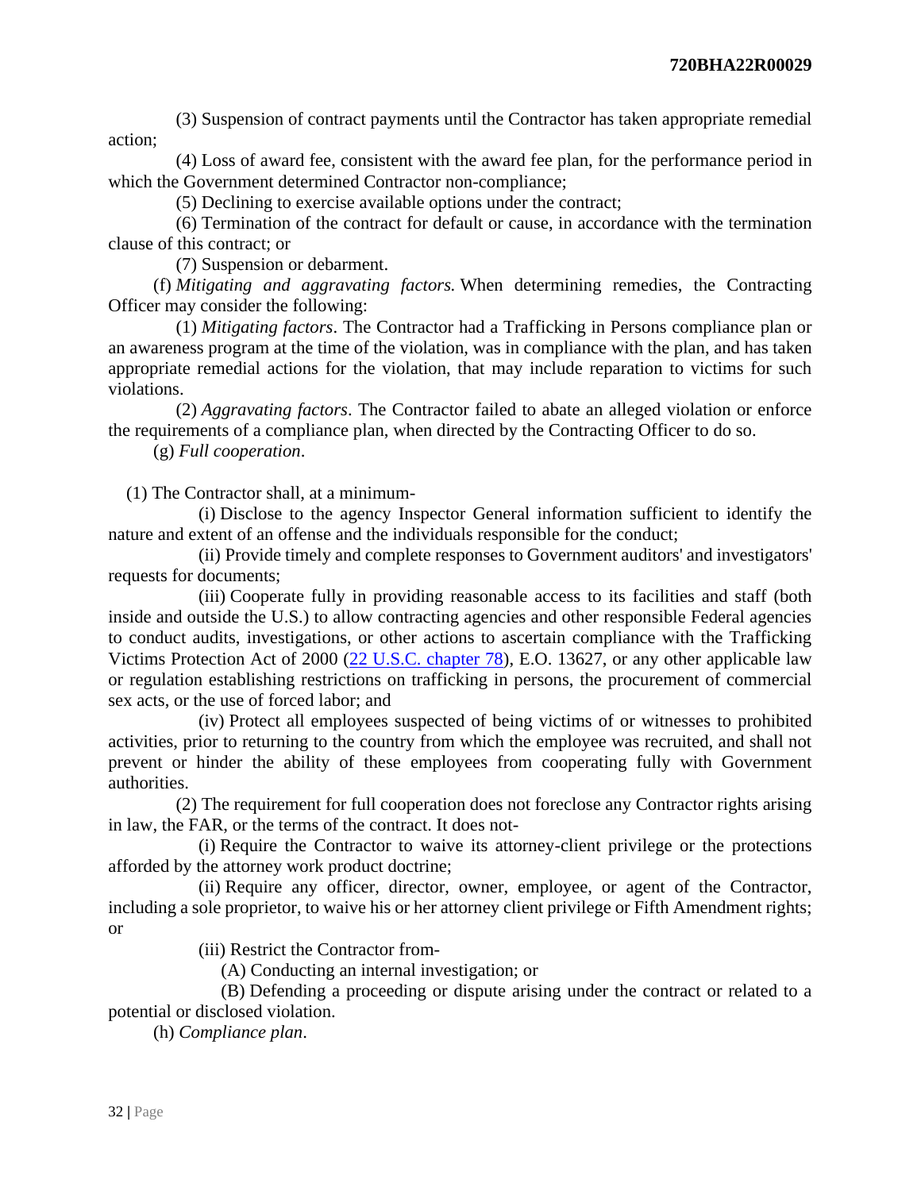(3) Suspension of contract payments until the Contractor has taken appropriate remedial action;

(4) Loss of award fee, consistent with the award fee plan, for the performance period in which the Government determined Contractor non-compliance;

(5) Declining to exercise available options under the contract;

(6) Termination of the contract for default or cause, in accordance with the termination clause of this contract; or

(7) Suspension or debarment.

(f) *Mitigating and aggravating factors.* When determining remedies, the Contracting Officer may consider the following:

(1) *Mitigating factors*. The Contractor had a Trafficking in Persons compliance plan or an awareness program at the time of the violation, was in compliance with the plan, and has taken appropriate remedial actions for the violation, that may include reparation to victims for such violations.

(2) *Aggravating factors*. The Contractor failed to abate an alleged violation or enforce the requirements of a compliance plan, when directed by the Contracting Officer to do so.

(g) *Full cooperation*.

(1) The Contractor shall, at a minimum-

(i) Disclose to the agency Inspector General information sufficient to identify the nature and extent of an offense and the individuals responsible for the conduct;

(ii) Provide timely and complete responses to Government auditors' and investigators' requests for documents;

(iii) Cooperate fully in providing reasonable access to its facilities and staff (both inside and outside the U.S.) to allow contracting agencies and other responsible Federal agencies to conduct audits, investigations, or other actions to ascertain compliance with the Trafficking Victims Protection Act of 2000 (22 U.S.C. chapter 78), E.O. 13627, or any other applicable law or regulation establishing restrictions on trafficking in persons, the procurement of commercial sex acts, or the use of forced labor; and

(iv) Protect all employees suspected of being victims of or witnesses to prohibited activities, prior to returning to the country from which the employee was recruited, and shall not prevent or hinder the ability of these employees from cooperating fully with Government authorities.

(2) The requirement for full cooperation does not foreclose any Contractor rights arising in law, the FAR, or the terms of the contract. It does not-

(i) Require the Contractor to waive its attorney-client privilege or the protections afforded by the attorney work product doctrine;

(ii) Require any officer, director, owner, employee, or agent of the Contractor, including a sole proprietor, to waive his or her attorney client privilege or Fifth Amendment rights; or

(iii) Restrict the Contractor from-

(A) Conducting an internal investigation; or

(B) Defending a proceeding or dispute arising under the contract or related to a potential or disclosed violation.

(h) *Compliance plan*.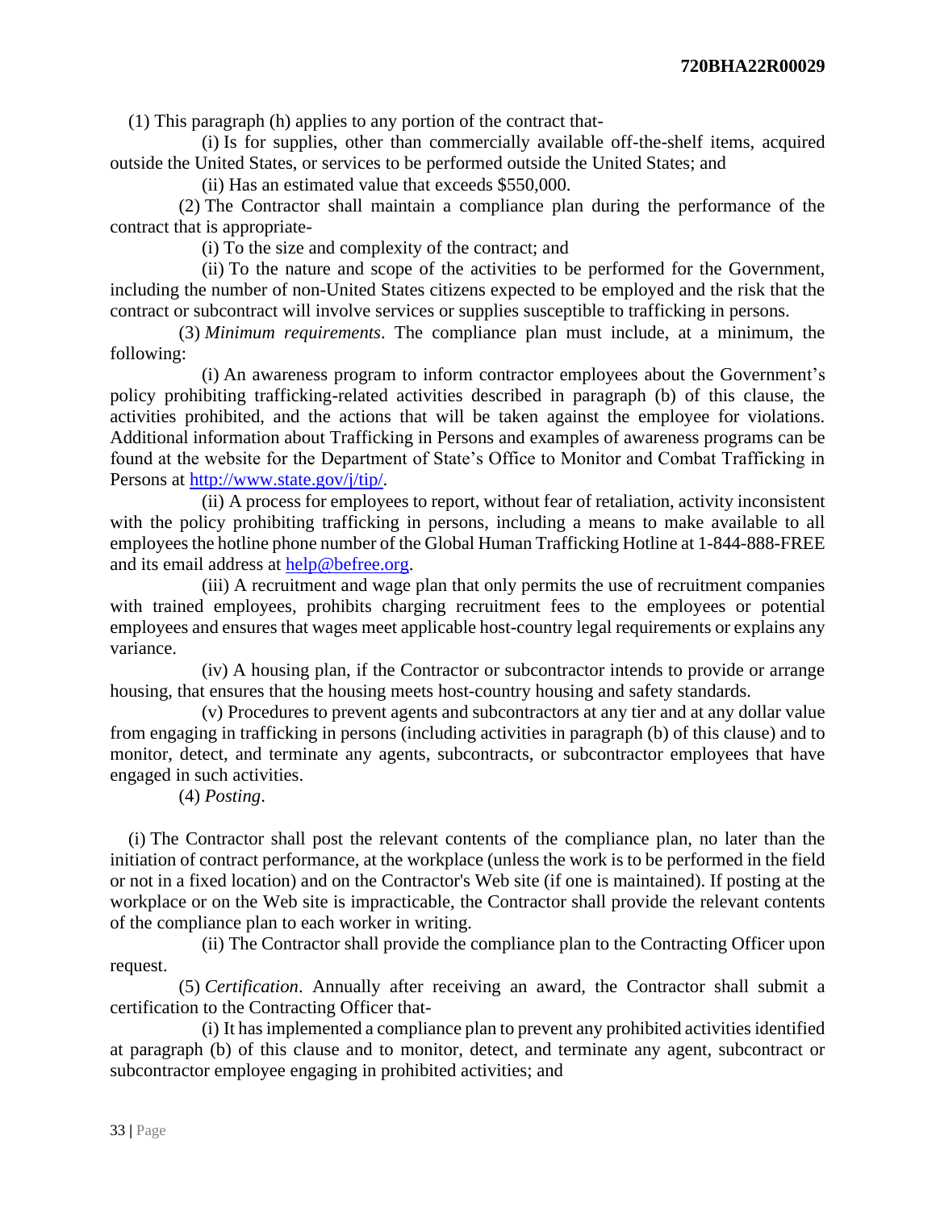(1) This paragraph (h) applies to any portion of the contract that-

(i) Is for supplies, other than commercially available off-the-shelf items, acquired outside the United States, or services to be performed outside the United States; and

(ii) Has an estimated value that exceeds $550,000.

(2) The Contractor shall maintain a compliance plan during the performance of the contract that is appropriate-

(i) To the size and complexity of the contract; and

(ii) To the nature and scope of the activities to be performed for the Government, including the number of non-United States citizens expected to be employed and the risk that the contract or subcontract will involve services or supplies susceptible to trafficking in persons.

(3) *Minimum requirements*. The compliance plan must include, at a minimum, the following:

(i) An awareness program to inform contractor employees about the Government's policy prohibiting trafficking-related activities described in paragraph (b) of this clause, the activities prohibited, and the actions that will be taken against the employee for violations. Additional information about Trafficking in Persons and examples of awareness programs can be found at the website for the Department of State's Office to Monitor and Combat Trafficking in Persons at [http://www.state.gov/j/tip/](http://www.state.gov/j/tip/).

(ii) A process for employees to report, without fear of retaliation, activity inconsistent with the policy prohibiting trafficking in persons, including a means to make available to all employees the hotline phone number of the Global Human Trafficking Hotline at 1-844-888-FREE and its email address at [help@befree.org](mailto:help@befree.org).

(iii) A recruitment and wage plan that only permits the use of recruitment companies with trained employees, prohibits charging recruitment fees to the employees or potential employees and ensures that wages meet applicable host-country legal requirements or explains any variance.

(iv) A housing plan, if the Contractor or subcontractor intends to provide or arrange housing, that ensures that the housing meets host-country housing and safety standards.

(v) Procedures to prevent agents and subcontractors at any tier and at any dollar value from engaging in trafficking in persons (including activities in paragraph (b) of this clause) and to monitor, detect, and terminate any agents, subcontracts, or subcontractor employees that have engaged in such activities.

(4) *Posting*.

(i) The Contractor shall post the relevant contents of the compliance plan, no later than the initiation of contract performance, at the workplace (unless the work is to be performed in the field or not in a fixed location) and on the Contractor's Web site (if one is maintained). If posting at the workplace or on the Web site is impracticable, the Contractor shall provide the relevant contents of the compliance plan to each worker in writing.

(ii) The Contractor shall provide the compliance plan to the Contracting Officer upon request.

(5) *Certification*. Annually after receiving an award, the Contractor shall submit a certification to the Contracting Officer that-

(i) It has implemented a compliance plan to prevent any prohibited activities identified at paragraph (b) of this clause and to monitor, detect, and terminate any agent, subcontract or subcontractor employee engaging in prohibited activities; and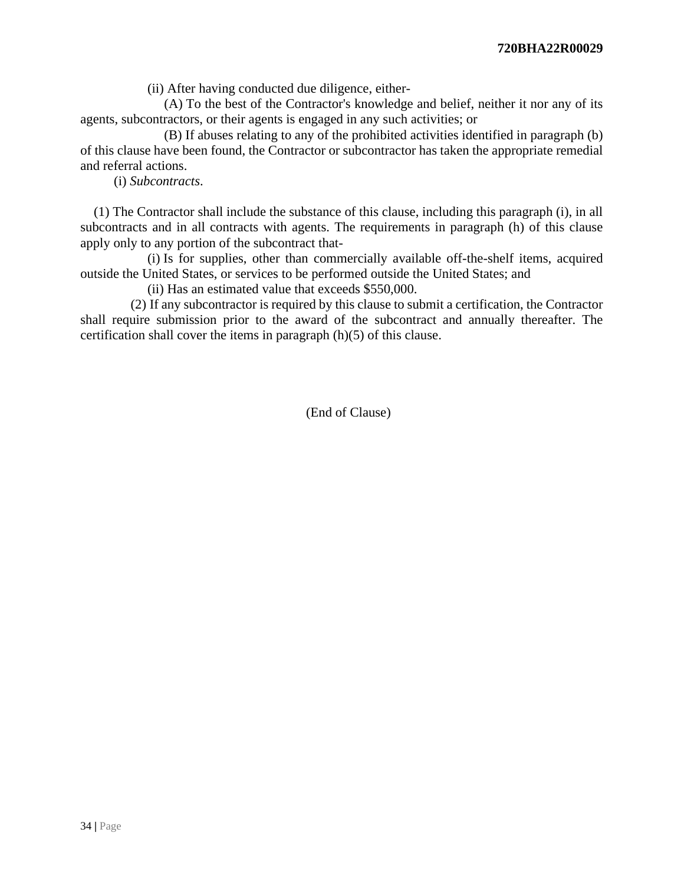(ii) After having conducted due diligence, either-

(A) To the best of the Contractor's knowledge and belief, neither it nor any of its agents, subcontractors, or their agents is engaged in any such activities; or

(B) If abuses relating to any of the prohibited activities identified in paragraph (b) of this clause have been found, the Contractor or subcontractor has taken the appropriate remedial and referral actions.

(i) *Subcontracts*.

(1) The Contractor shall include the substance of this clause, including this paragraph (i), in all subcontracts and in all contracts with agents. The requirements in paragraph (h) of this clause apply only to any portion of the subcontract that-

(i) Is for supplies, other than commercially available off-the-shelf items, acquired outside the United States, or services to be performed outside the United States; and

(ii) Has an estimated value that exceeds $550,000.

(2) If any subcontractor is required by this clause to submit a certification, the Contractor shall require submission prior to the award of the subcontract and annually thereafter. The certification shall cover the items in paragraph (h)(5) of this clause.

(End of Clause)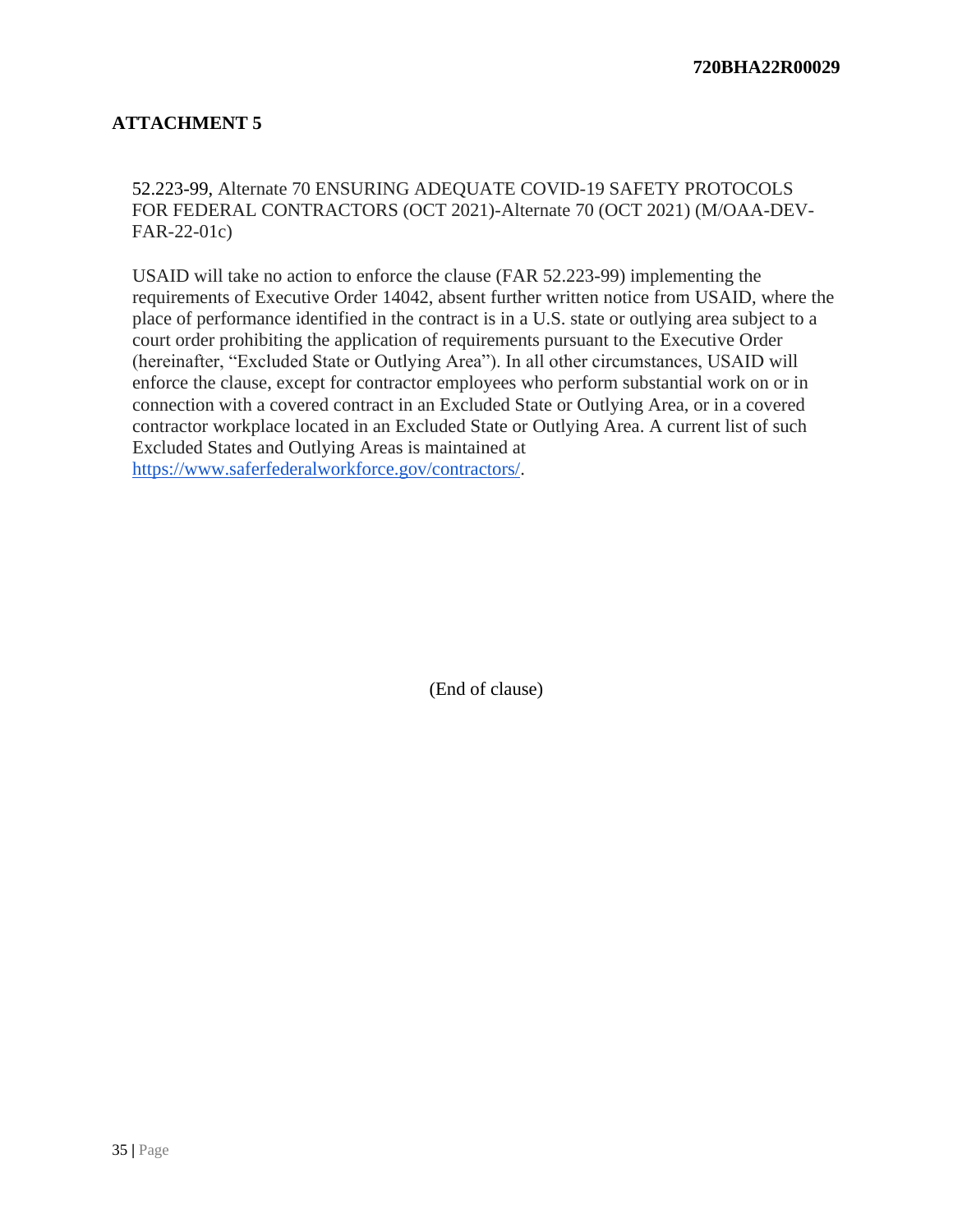## ATTACHMENT 5

52.223-99, Alternate 70 ENSURING ADEQUATE COVID-19 SAFETY PROTOCOLS FOR FEDERAL CONTRACTORS (OCT 2021)-Alternate 70 (OCT 2021) (M/OAA-DEV-FAR-22-01c)

USAID will take no action to enforce the clause (FAR 52.223-99) implementing the requirements of Executive Order 14042, absent further written notice from USAID, where the place of performance identified in the contract is in a U.S. state or outlying area subject to a court order prohibiting the application of requirements pursuant to the Executive Order (hereinafter, "Excluded State or Outlying Area"). In all other circumstances, USAID will enforce the clause, except for contractor employees who perform substantial work on or in connection with a covered contract in an Excluded State or Outlying Area, or in a covered contractor workplace located in an Excluded State or Outlying Area. A current list of such Excluded States and Outlying Areas is maintained at https://www.saferfederalworkforce.gov/contractors/.

(End of clause)